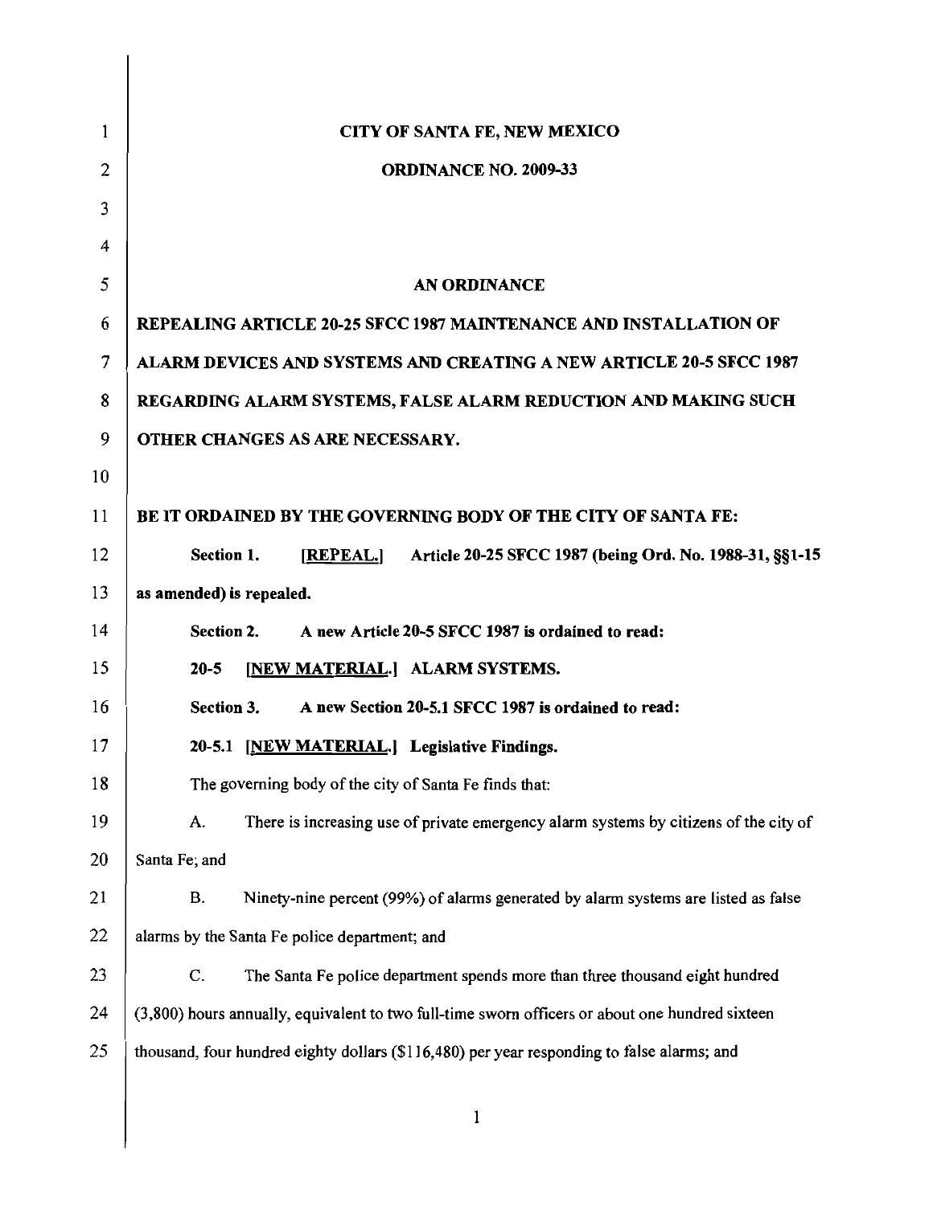**CITY OF SANTA FE, NEW MEXICO**

**ORDINANCE NO. 2009-33**

**AN ORDINANCE**

**REPEALING ARTICLE 20-25 SFCC 1987 MAINTENANCE AND INSTALLATION OF ALARM DEVICES AND SYSTEMS AND CREATING A NEW ARTICLE 20-5 SFCC 1987 REGARDING ALARM SYSTEMS, FALSE ALARM REDUCTION AND MAKING SUCH OTHER CHANGES AS ARE NECESSARY.**

**BE IT ORDAINED BY THE GOVERNING BODY OF THE CITY OF SANTA FE:**

**Section 1. [REPEAL.] Article 20-25 SFCC 1987 (being Ord. No. 1988-31, §§1-15 as amended) is repealed.**

**Section 2. A new Article 20-5 SFCC 1987 is ordained to read:**

**20-5 [NEW MATERIAL.] ALARM SYSTEMS.**

**Section 3. A new Section 20-5.1 SFCC 1987 is ordained to read:**

**20-5.1 [NEW MATERIAL.] Legislative Findings.**

The governing body of the city of Santa Fe finds that:

A. There is increasing use of private emergency alarm systems by citizens of the city of Santa Fe; and

B. Ninety-nine percent (99%) of alarms generated by alarm systems are listed as false alarms by the Santa Fe police department; and

C. The Santa Fe police department spends more than three thousand eight hundred (3,800) hours annually, equivalent to two full-time sworn officers or about one hundred sixteen thousand, four hundred eighty dollars ($116,480) per year responding to false alarms; and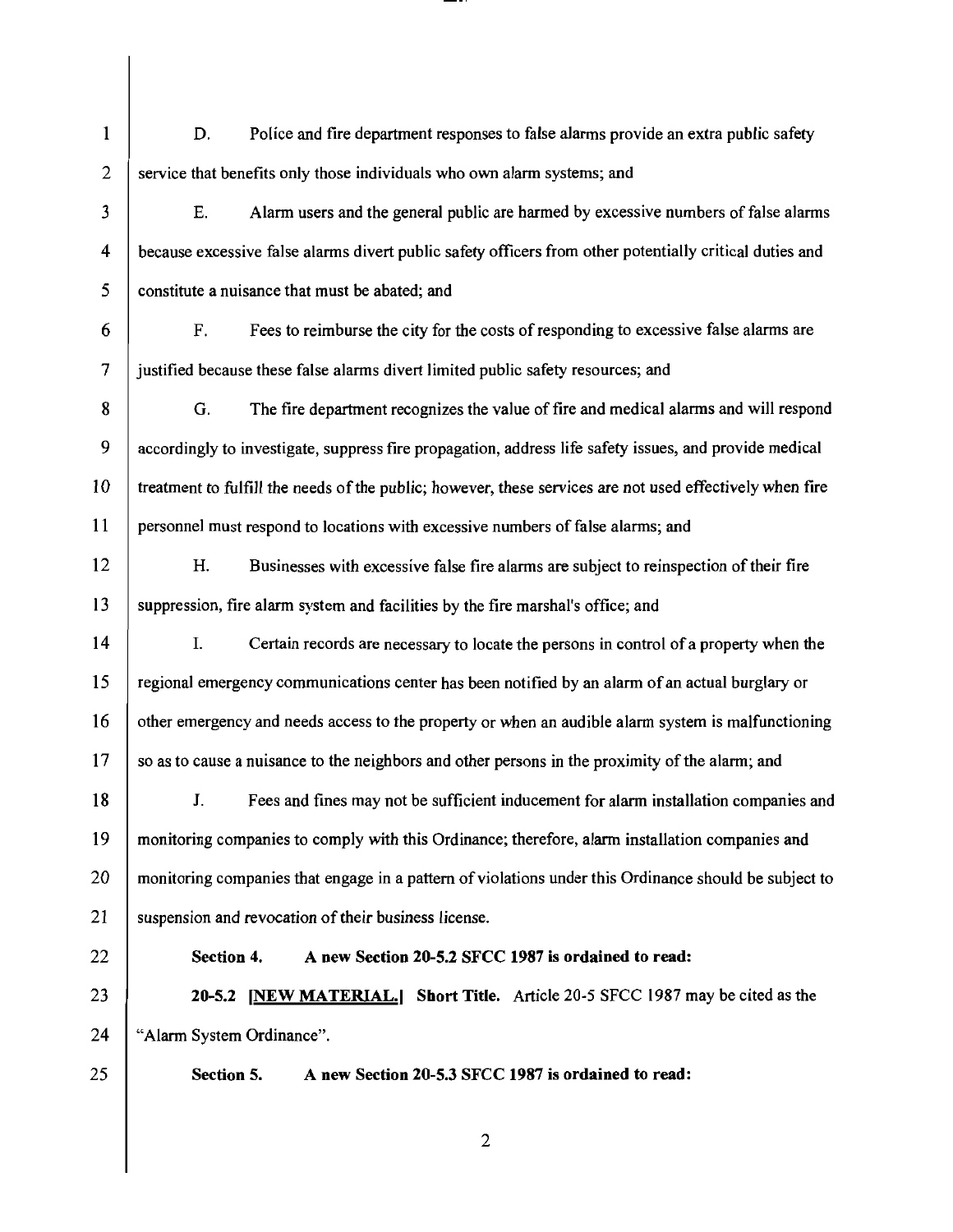D. Police and fire department responses to false alarms provide an extra public safety service that benefits only those individuals who own alarm systems; and

E. Alarm users and the general public are harmed by excessive numbers of false alarms because excessive false alarms divert public safety officers from other potentially critical duties and constitute a nuisance that must be abated; and

F. Fees to reimburse the city for the costs of responding to excessive false alarms are justified because these false alarms divert limited public safety resources; and

G. The fire department recognizes the value of fire and medical alarms and will respond accordingly to investigate, suppress fire propagation, address life safety issues, and provide medical treatment to fulfill the needs of the public; however, these services are not used effectively when fire personnel must respond to locations with excessive numbers of false alarms; and

H. Businesses with excessive false fire alarms are subject to reinspection of their fire suppression, fire alarm system and facilities by the fire marshal's office; and

I. Certain records are necessary to locate the persons in control of a property when the regional emergency communications center has been notified by an alarm of an actual burglary or other emergency and needs access to the property or when an audible alarm system is malfunctioning so as to cause a nuisance to the neighbors and other persons in the proximity of the alarm; and

J. Fees and fines may not be sufficient inducement for alarm installation companies and monitoring companies to comply with this Ordinance; therefore, alarm installation companies and monitoring companies that engage in a pattern of violations under this Ordinance should be subject to suspension and revocation of their business license.

**Section 4. A new Section 20-5.2 SFCC 1987 is ordained to read:**

**20-5.2 [NEW MATERIAL.] Short Title.** Article 20-5 SFCC 1987 may be cited as the "Alarm System Ordinance".

**Section 5. A new Section 20-5.3 SFCC 1987 is ordained to read:**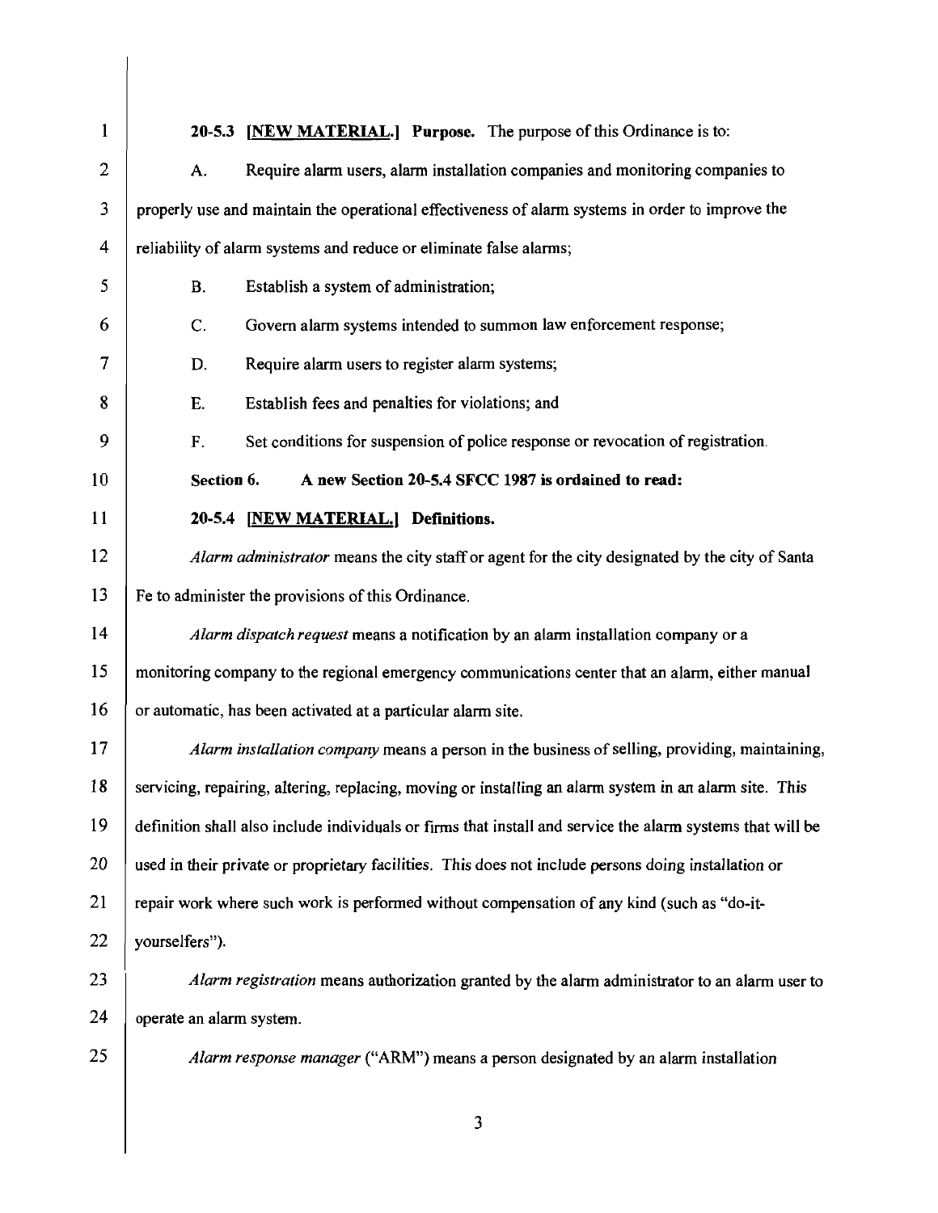**20-5.3 [NEW MATERIAL.] Purpose.** The purpose of this Ordinance is to:

A. Require alarm users, alarm installation companies and monitoring companies to properly use and maintain the operational effectiveness of alarm systems in order to improve the reliability of alarm systems and reduce or eliminate false alarms;

B. Establish a system of administration;

C. Govern alarm systems intended to summon law enforcement response;

D. Require alarm users to register alarm systems;

E. Establish fees and penalties for violations; and

F. Set conditions for suspension of police response or revocation of registration.

**Section 6. A new Section 20-5.4 SFCC 1987 is ordained to read:**

**20-5.4 [NEW MATERIAL.] Definitions.**

*Alarm administrator* means the city staff or agent for the city designated by the city of Santa Fe to administer the provisions of this Ordinance.

*Alarm dispatch request* means a notification by an alarm installation company or a monitoring company to the regional emergency communications center that an alarm, either manual or automatic, has been activated at a particular alarm site.

*Alarm installation company* means a person in the business of selling, providing, maintaining, servicing, repairing, altering, replacing, moving or installing an alarm system in an alarm site. This definition shall also include individuals or firms that install and service the alarm systems that will be used in their private or proprietary facilities. This does not include persons doing installation or repair work where such work is performed without compensation of any kind (such as "do-it-yourselfers").

*Alarm registration* means authorization granted by the alarm administrator to an alarm user to operate an alarm system.

*Alarm response manager* ("ARM") means a person designated by an alarm installation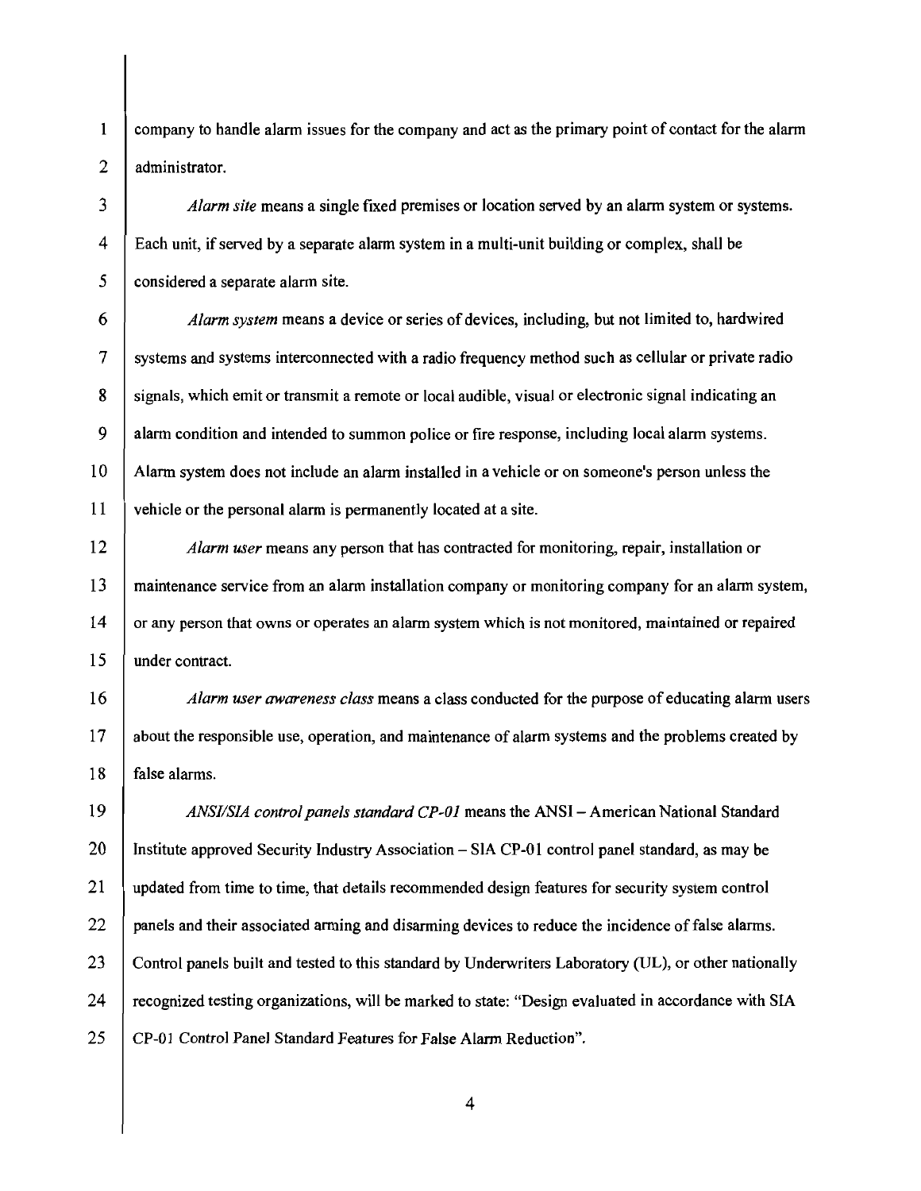company to handle alarm issues for the company and act as the primary point of contact for the alarm administrator.

*Alarm site* means a single fixed premises or location served by an alarm system or systems. Each unit, if served by a separate alarm system in a multi-unit building or complex, shall be considered a separate alarm site.

*Alarm system* means a device or series of devices, including, but not limited to, hardwired systems and systems interconnected with a radio frequency method such as cellular or private radio signals, which emit or transmit a remote or local audible, visual or electronic signal indicating an alarm condition and intended to summon police or fire response, including local alarm systems. Alarm system does not include an alarm installed in a vehicle or on someone's person unless the vehicle or the personal alarm is permanently located at a site.

*Alarm user* means any person that has contracted for monitoring, repair, installation or maintenance service from an alarm installation company or monitoring company for an alarm system, or any person that owns or operates an alarm system which is not monitored, maintained or repaired under contract.

*Alarm user awareness class* means a class conducted for the purpose of educating alarm users about the responsible use, operation, and maintenance of alarm systems and the problems created by false alarms.

*ANSI/SIA control panels standard CP-01* means the ANSI – American National Standard Institute approved Security Industry Association – SIA CP-01 control panel standard, as may be updated from time to time, that details recommended design features for security system control panels and their associated arming and disarming devices to reduce the incidence of false alarms. Control panels built and tested to this standard by Underwriters Laboratory (UL), or other nationally recognized testing organizations, will be marked to state: "Design evaluated in accordance with SIA CP-01 Control Panel Standard Features for False Alarm Reduction".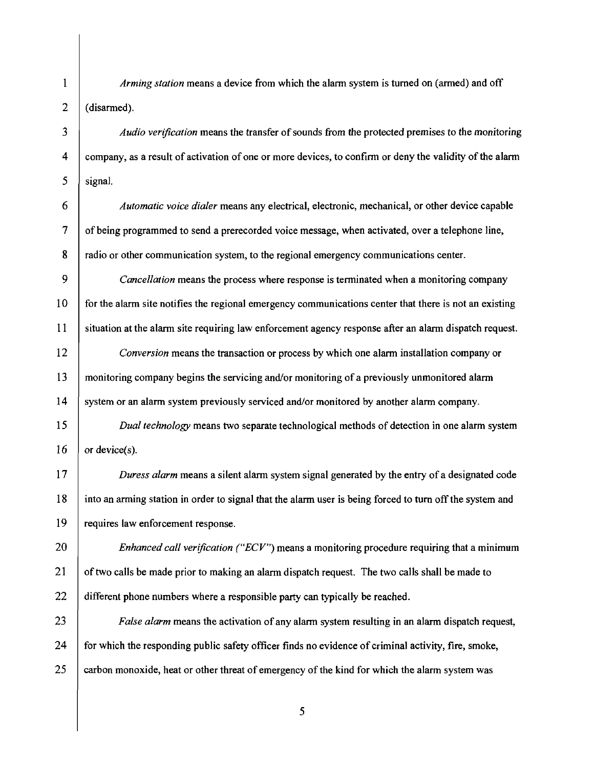*Arming station* means a device from which the alarm system is turned on (armed) and off (disarmed).

*Audio verification* means the transfer of sounds from the protected premises to the monitoring company, as a result of activation of one or more devices, to confirm or deny the validity of the alarm signal.

*Automatic voice dialer* means any electrical, electronic, mechanical, or other device capable of being programmed to send a prerecorded voice message, when activated, over a telephone line, radio or other communication system, to the regional emergency communications center.

*Cancellation* means the process where response is terminated when a monitoring company for the alarm site notifies the regional emergency communications center that there is not an existing situation at the alarm site requiring law enforcement agency response after an alarm dispatch request.

*Conversion* means the transaction or process by which one alarm installation company or monitoring company begins the servicing and/or monitoring of a previously unmonitored alarm system or an alarm system previously serviced and/or monitored by another alarm company.

*Dual technology* means two separate technological methods of detection in one alarm system or device(s).

*Duress alarm* means a silent alarm system signal generated by the entry of a designated code into an arming station in order to signal that the alarm user is being forced to turn off the system and requires law enforcement response.

*Enhanced call verification ("ECV")* means a monitoring procedure requiring that a minimum of two calls be made prior to making an alarm dispatch request. The two calls shall be made to different phone numbers where a responsible party can typically be reached.

*False alarm* means the activation of any alarm system resulting in an alarm dispatch request, for which the responding public safety officer finds no evidence of criminal activity, fire, smoke, carbon monoxide, heat or other threat of emergency of the kind for which the alarm system was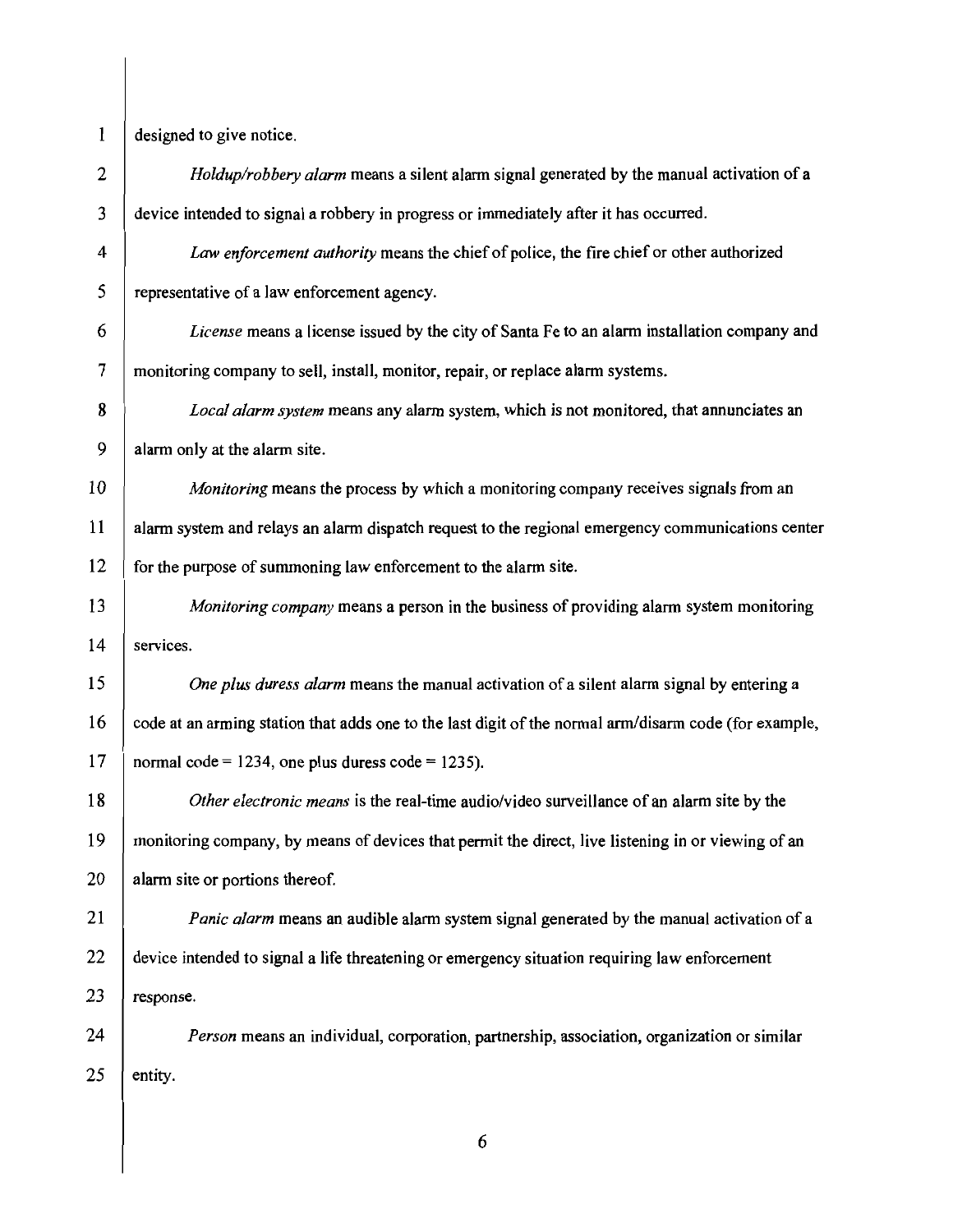designed to give notice.

*Holdup/robbery alarm* means a silent alarm signal generated by the manual activation of a device intended to signal a robbery in progress or immediately after it has occurred.

*Law enforcement authority* means the chief of police, the fire chief or other authorized representative of a law enforcement agency.

*License* means a license issued by the city of Santa Fe to an alarm installation company and monitoring company to sell, install, monitor, repair, or replace alarm systems.

*Local alarm system* means any alarm system, which is not monitored, that annunciates an alarm only at the alarm site.

*Monitoring* means the process by which a monitoring company receives signals from an alarm system and relays an alarm dispatch request to the regional emergency communications center for the purpose of summoning law enforcement to the alarm site.

*Monitoring company* means a person in the business of providing alarm system monitoring services.

*One plus duress alarm* means the manual activation of a silent alarm signal by entering a code at an arming station that adds one to the last digit of the normal arm/disarm code (for example, normal code = 1234, one plus duress code = 1235).

*Other electronic means* is the real-time audio/video surveillance of an alarm site by the monitoring company, by means of devices that permit the direct, live listening in or viewing of an alarm site or portions thereof.

*Panic alarm* means an audible alarm system signal generated by the manual activation of a device intended to signal a life threatening or emergency situation requiring law enforcement response.

*Person* means an individual, corporation, partnership, association, organization or similar entity.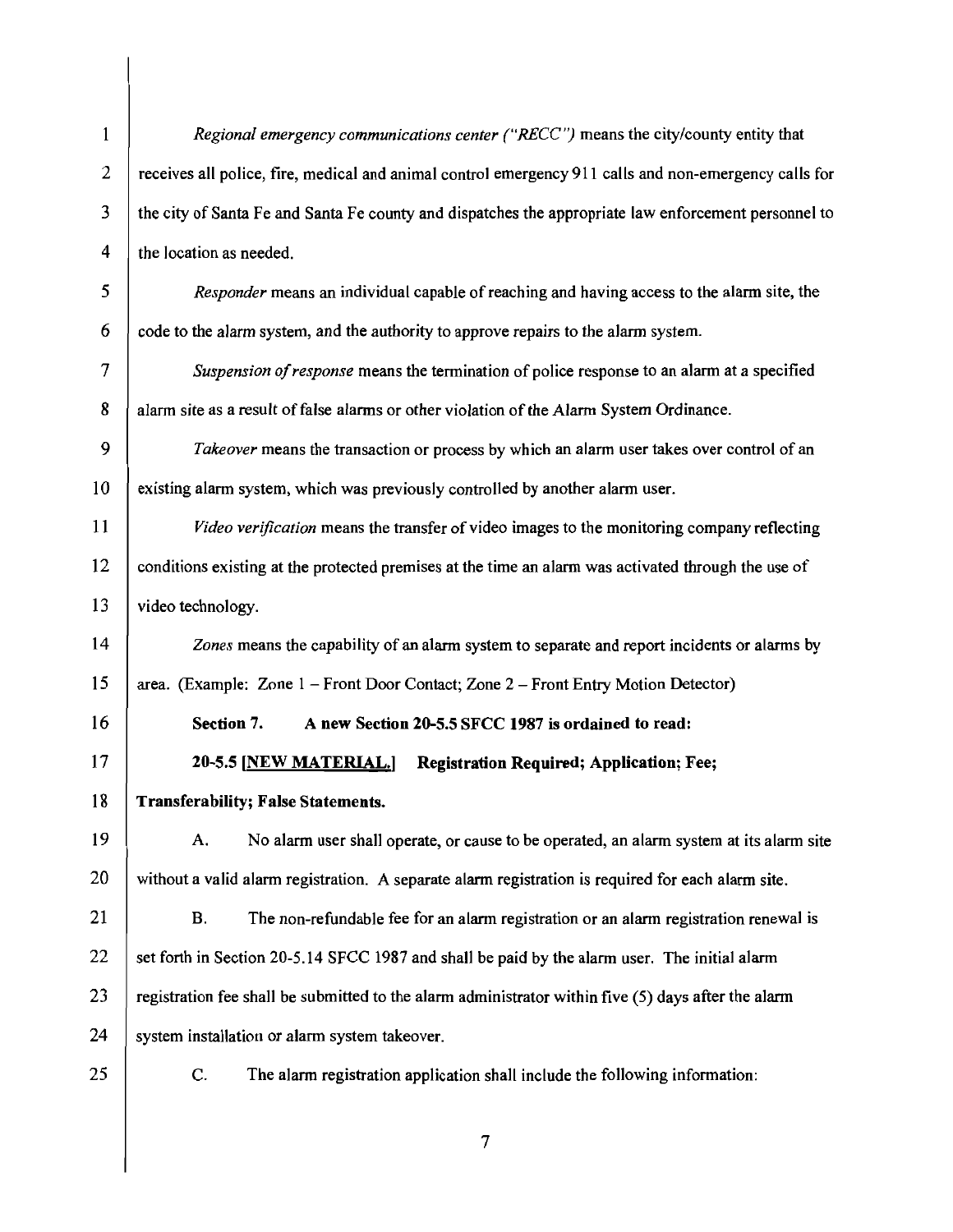*Regional emergency communications center ("RECC")* means the city/county entity that receives all police, fire, medical and animal control emergency 911 calls and non-emergency calls for the city of Santa Fe and Santa Fe county and dispatches the appropriate law enforcement personnel to the location as needed.

*Responder* means an individual capable of reaching and having access to the alarm site, the code to the alarm system, and the authority to approve repairs to the alarm system.

*Suspension of response* means the termination of police response to an alarm at a specified alarm site as a result of false alarms or other violation of the Alarm System Ordinance.

*Takeover* means the transaction or process by which an alarm user takes over control of an existing alarm system, which was previously controlled by another alarm user.

*Video verification* means the transfer of video images to the monitoring company reflecting conditions existing at the protected premises at the time an alarm was activated through the use of video technology.

*Zones* means the capability of an alarm system to separate and report incidents or alarms by area. (Example: Zone 1 – Front Door Contact; Zone 2 – Front Entry Motion Detector)

**Section 7. A new Section 20-5.5 SFCC 1987 is ordained to read:**

**20-5.5 [NEW MATERIAL.] Registration Required; Application; Fee; Transferability; False Statements.**

A. No alarm user shall operate, or cause to be operated, an alarm system at its alarm site without a valid alarm registration. A separate alarm registration is required for each alarm site.

B. The non-refundable fee for an alarm registration or an alarm registration renewal is set forth in Section 20-5.14 SFCC 1987 and shall be paid by the alarm user. The initial alarm registration fee shall be submitted to the alarm administrator within five (5) days after the alarm system installation or alarm system takeover.

C. The alarm registration application shall include the following information: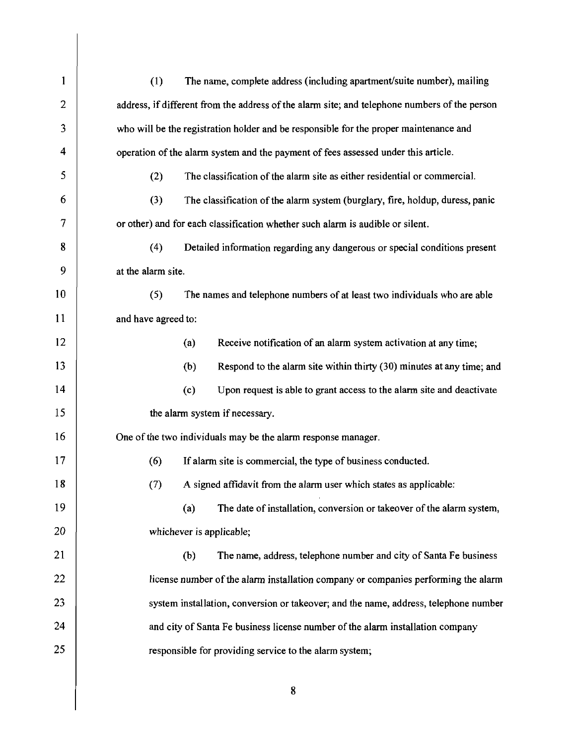(1) The name, complete address (including apartment/suite number), mailing address, if different from the address of the alarm site; and telephone numbers of the person who will be the registration holder and be responsible for the proper maintenance and operation of the alarm system and the payment of fees assessed under this article.

(2) The classification of the alarm site as either residential or commercial.

(3) The classification of the alarm system (burglary, fire, holdup, duress, panic or other) and for each classification whether such alarm is audible or silent.

(4) Detailed information regarding any dangerous or special conditions present at the alarm site.

(5) The names and telephone numbers of at least two individuals who are able and have agreed to:

(a) Receive notification of an alarm system activation at any time;

(b) Respond to the alarm site within thirty (30) minutes at any time; and

(c) Upon request is able to grant access to the alarm site and deactivate the alarm system if necessary.

One of the two individuals may be the alarm response manager.

(6) If alarm site is commercial, the type of business conducted.

(7) A signed affidavit from the alarm user which states as applicable:

(a) The date of installation, conversion or takeover of the alarm system, whichever is applicable;

(b) The name, address, telephone number and city of Santa Fe business license number of the alarm installation company or companies performing the alarm system installation, conversion or takeover; and the name, address, telephone number and city of Santa Fe business license number of the alarm installation company responsible for providing service to the alarm system;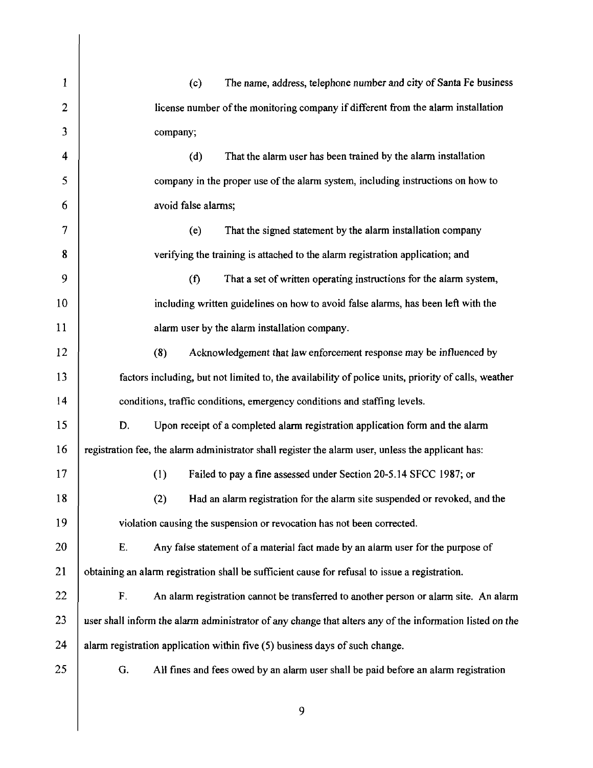(c) The name, address, telephone number and city of Santa Fe business license number of the monitoring company if different from the alarm installation company;

(d) That the alarm user has been trained by the alarm installation company in the proper use of the alarm system, including instructions on how to avoid false alarms;

(e) That the signed statement by the alarm installation company verifying the training is attached to the alarm registration application; and

(f) That a set of written operating instructions for the alarm system, including written guidelines on how to avoid false alarms, has been left with the alarm user by the alarm installation company.

(8) Acknowledgement that law enforcement response may be influenced by factors including, but not limited to, the availability of police units, priority of calls, weather conditions, traffic conditions, emergency conditions and staffing levels.

D. Upon receipt of a completed alarm registration application form and the alarm registration fee, the alarm administrator shall register the alarm user, unless the applicant has:

(1) Failed to pay a fine assessed under Section 20-5.14 SFCC 1987; or

(2) Had an alarm registration for the alarm site suspended or revoked, and the violation causing the suspension or revocation has not been corrected.

E. Any false statement of a material fact made by an alarm user for the purpose of obtaining an alarm registration shall be sufficient cause for refusal to issue a registration.

F. An alarm registration cannot be transferred to another person or alarm site. An alarm user shall inform the alarm administrator of any change that alters any of the information listed on the alarm registration application within five (5) business days of such change.

G. All fines and fees owed by an alarm user shall be paid before an alarm registration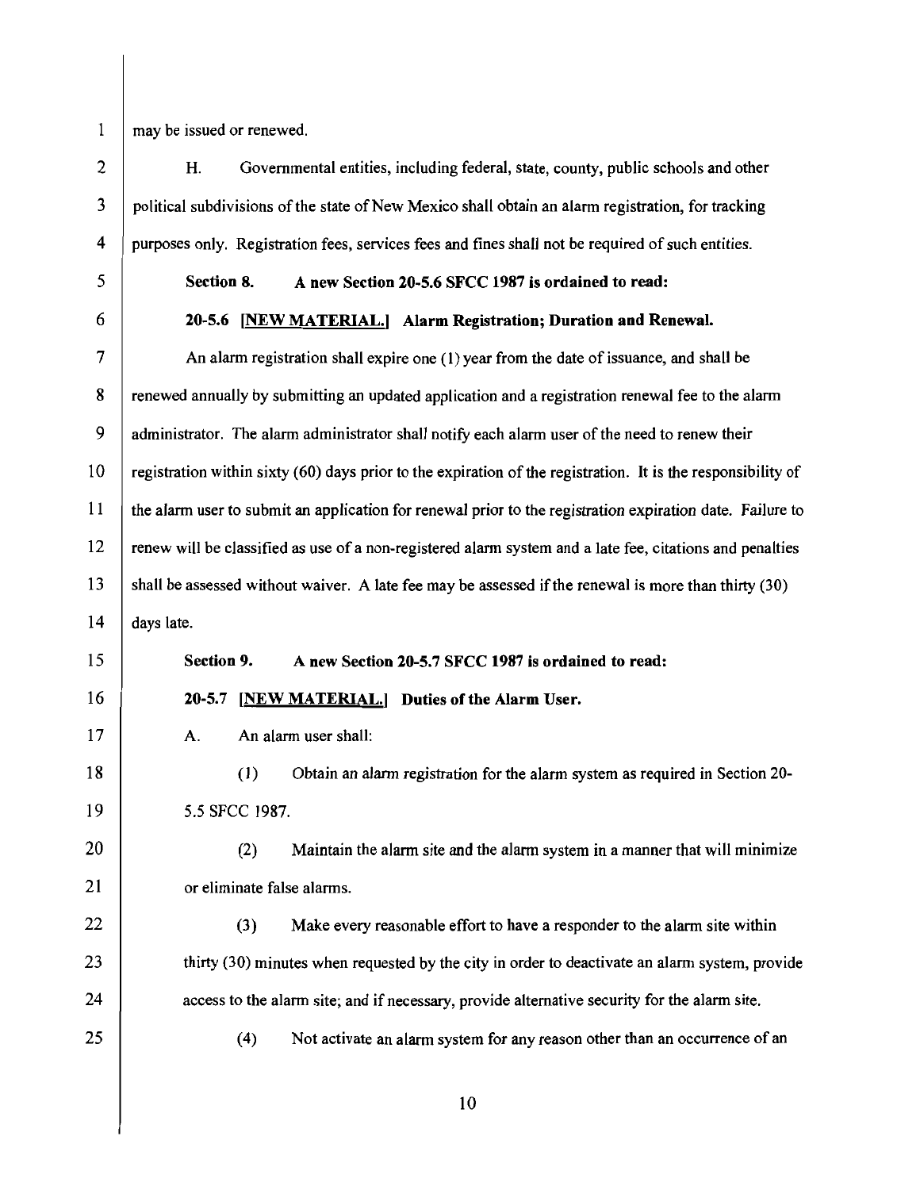may be issued or renewed.

H. Governmental entities, including federal, state, county, public schools and other political subdivisions of the state of New Mexico shall obtain an alarm registration, for tracking purposes only. Registration fees, services fees and fines shall not be required of such entities.

**Section 8. A new Section 20-5.6 SFCC 1987 is ordained to read:**

**20-5.6 [NEW MATERIAL.] Alarm Registration; Duration and Renewal.**

An alarm registration shall expire one (1) year from the date of issuance, and shall be renewed annually by submitting an updated application and a registration renewal fee to the alarm administrator. The alarm administrator shall notify each alarm user of the need to renew their registration within sixty (60) days prior to the expiration of the registration. It is the responsibility of the alarm user to submit an application for renewal prior to the registration expiration date. Failure to renew will be classified as use of a non-registered alarm system and a late fee, citations and penalties shall be assessed without waiver. A late fee may be assessed if the renewal is more than thirty (30) days late.

**Section 9. A new Section 20-5.7 SFCC 1987 is ordained to read:**

**20-5.7 [NEW MATERIAL.] Duties of the Alarm User.**

A. An alarm user shall:

(1) Obtain an alarm registration for the alarm system as required in Section 20-5.5 SFCC 1987.

(2) Maintain the alarm site and the alarm system in a manner that will minimize or eliminate false alarms.

(3) Make every reasonable effort to have a responder to the alarm site within thirty (30) minutes when requested by the city in order to deactivate an alarm system, provide access to the alarm site; and if necessary, provide alternative security for the alarm site.

(4) Not activate an alarm system for any reason other than an occurrence of an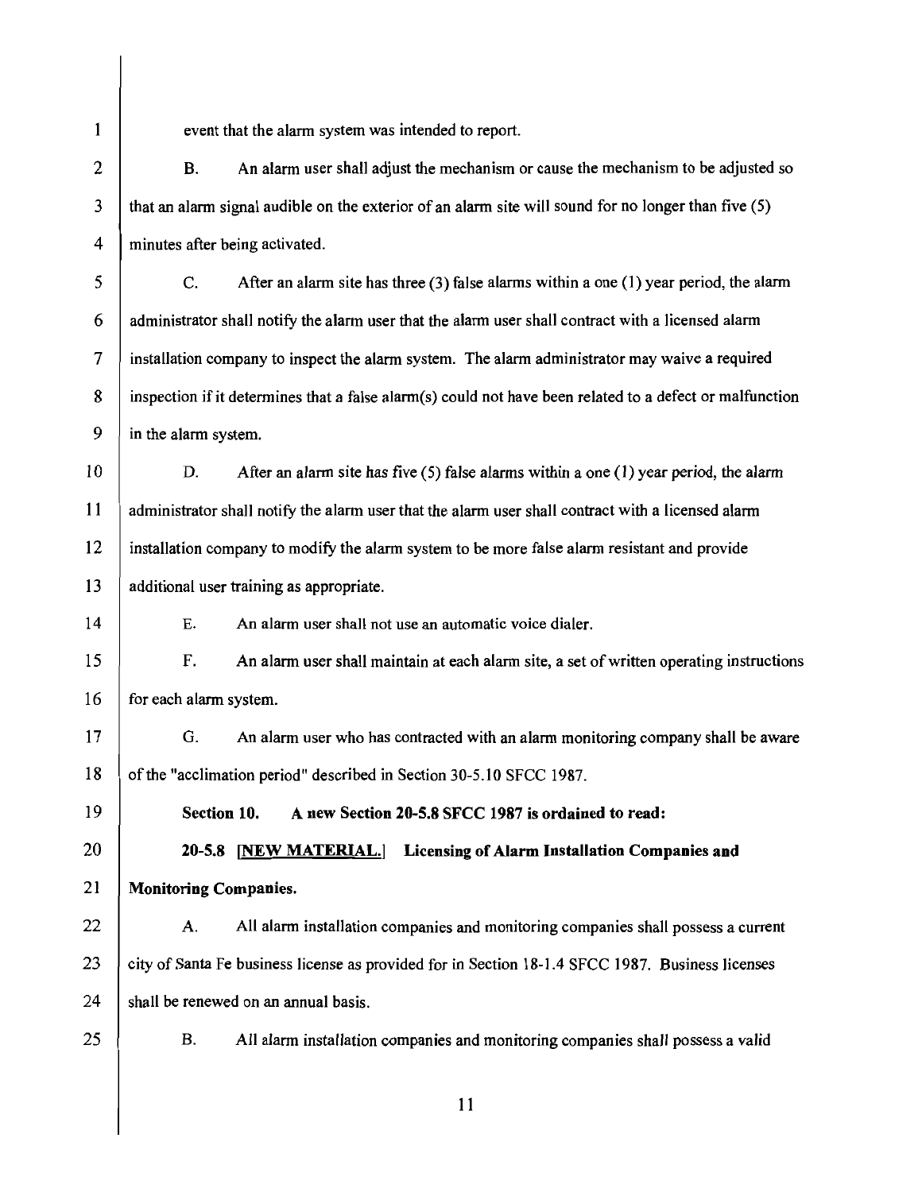event that the alarm system was intended to report.

B. An alarm user shall adjust the mechanism or cause the mechanism to be adjusted so that an alarm signal audible on the exterior of an alarm site will sound for no longer than five (5) minutes after being activated.

C. After an alarm site has three (3) false alarms within a one (1) year period, the alarm administrator shall notify the alarm user that the alarm user shall contract with a licensed alarm installation company to inspect the alarm system. The alarm administrator may waive a required inspection if it determines that a false alarm(s) could not have been related to a defect or malfunction in the alarm system.

D. After an alarm site has five (5) false alarms within a one (1) year period, the alarm administrator shall notify the alarm user that the alarm user shall contract with a licensed alarm installation company to modify the alarm system to be more false alarm resistant and provide additional user training as appropriate.

E. An alarm user shall not use an automatic voice dialer.

F. An alarm user shall maintain at each alarm site, a set of written operating instructions for each alarm system.

G. An alarm user who has contracted with an alarm monitoring company shall be aware of the "acclimation period" described in Section 30-5.10 SFCC 1987.

**Section 10. A new Section 20-5.8 SFCC 1987 is ordained to read:**

**20-5.8 [NEW MATERIAL.] Licensing of Alarm Installation Companies and Monitoring Companies.**

A. All alarm installation companies and monitoring companies shall possess a current city of Santa Fe business license as provided for in Section 18-1.4 SFCC 1987. Business licenses shall be renewed on an annual basis.

B. All alarm installation companies and monitoring companies shall possess a valid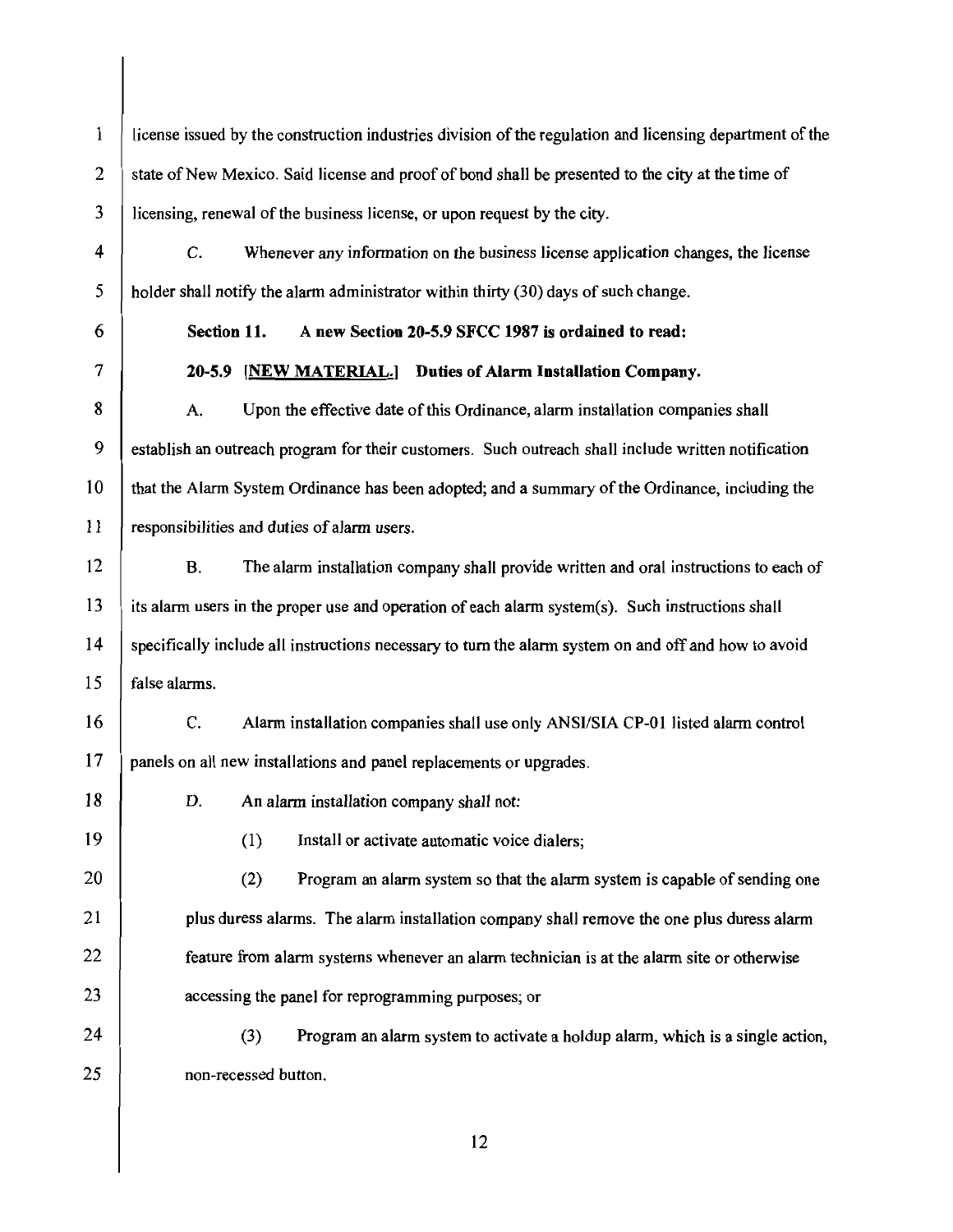license issued by the construction industries division of the regulation and licensing department of the state of New Mexico. Said license and proof of bond shall be presented to the city at the time of licensing, renewal of the business license, or upon request by the city.

C. Whenever any information on the business license application changes, the license holder shall notify the alarm administrator within thirty (30) days of such change.

**Section 11. A new Section 20-5.9 SFCC 1987 is ordained to read:**

**20-5.9 [NEW MATERIAL.] Duties of Alarm Installation Company.**

A. Upon the effective date of this Ordinance, alarm installation companies shall establish an outreach program for their customers. Such outreach shall include written notification that the Alarm System Ordinance has been adopted; and a summary of the Ordinance, including the responsibilities and duties of alarm users.

B. The alarm installation company shall provide written and oral instructions to each of its alarm users in the proper use and operation of each alarm system(s). Such instructions shall specifically include all instructions necessary to turn the alarm system on and off and how to avoid false alarms.

C. Alarm installation companies shall use only ANSI/SIA CP-01 listed alarm control panels on all new installations and panel replacements or upgrades.

D. An alarm installation company shall not:

(1) Install or activate automatic voice dialers;

(2) Program an alarm system so that the alarm system is capable of sending one plus duress alarms. The alarm installation company shall remove the one plus duress alarm feature from alarm systems whenever an alarm technician is at the alarm site or otherwise accessing the panel for reprogramming purposes; or

(3) Program an alarm system to activate a holdup alarm, which is a single action, non-recessed button.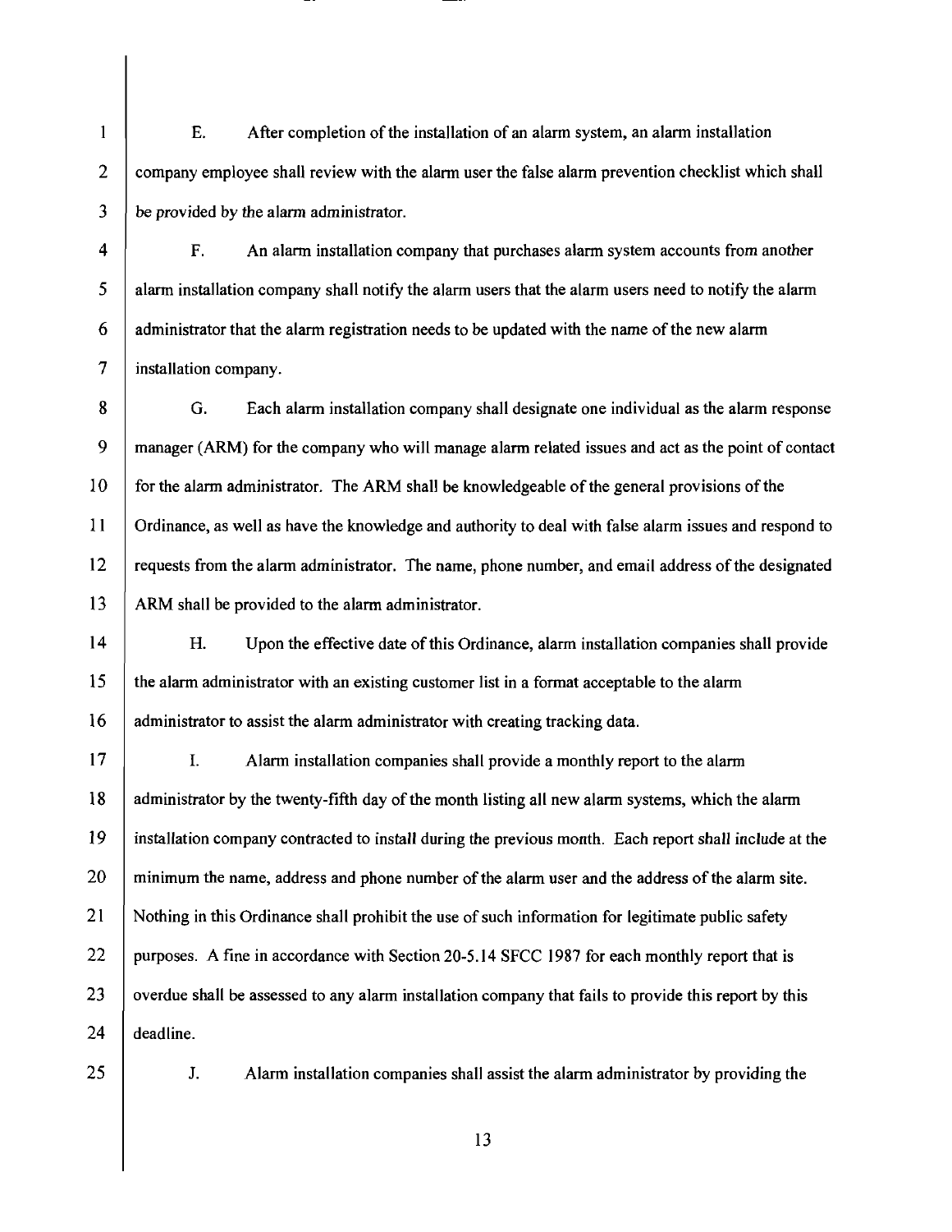E. After completion of the installation of an alarm system, an alarm installation company employee shall review with the alarm user the false alarm prevention checklist which shall be provided by the alarm administrator.

F. An alarm installation company that purchases alarm system accounts from another alarm installation company shall notify the alarm users that the alarm users need to notify the alarm administrator that the alarm registration needs to be updated with the name of the new alarm installation company.

G. Each alarm installation company shall designate one individual as the alarm response manager (ARM) for the company who will manage alarm related issues and act as the point of contact for the alarm administrator. The ARM shall be knowledgeable of the general provisions of the Ordinance, as well as have the knowledge and authority to deal with false alarm issues and respond to requests from the alarm administrator. The name, phone number, and email address of the designated ARM shall be provided to the alarm administrator.

H. Upon the effective date of this Ordinance, alarm installation companies shall provide the alarm administrator with an existing customer list in a format acceptable to the alarm administrator to assist the alarm administrator with creating tracking data.

I. Alarm installation companies shall provide a monthly report to the alarm administrator by the twenty-fifth day of the month listing all new alarm systems, which the alarm installation company contracted to install during the previous month. Each report shall include at the minimum the name, address and phone number of the alarm user and the address of the alarm site. Nothing in this Ordinance shall prohibit the use of such information for legitimate public safety purposes. A fine in accordance with Section 20-5.14 SFCC 1987 for each monthly report that is overdue shall be assessed to any alarm installation company that fails to provide this report by this deadline.

J. Alarm installation companies shall assist the alarm administrator by providing the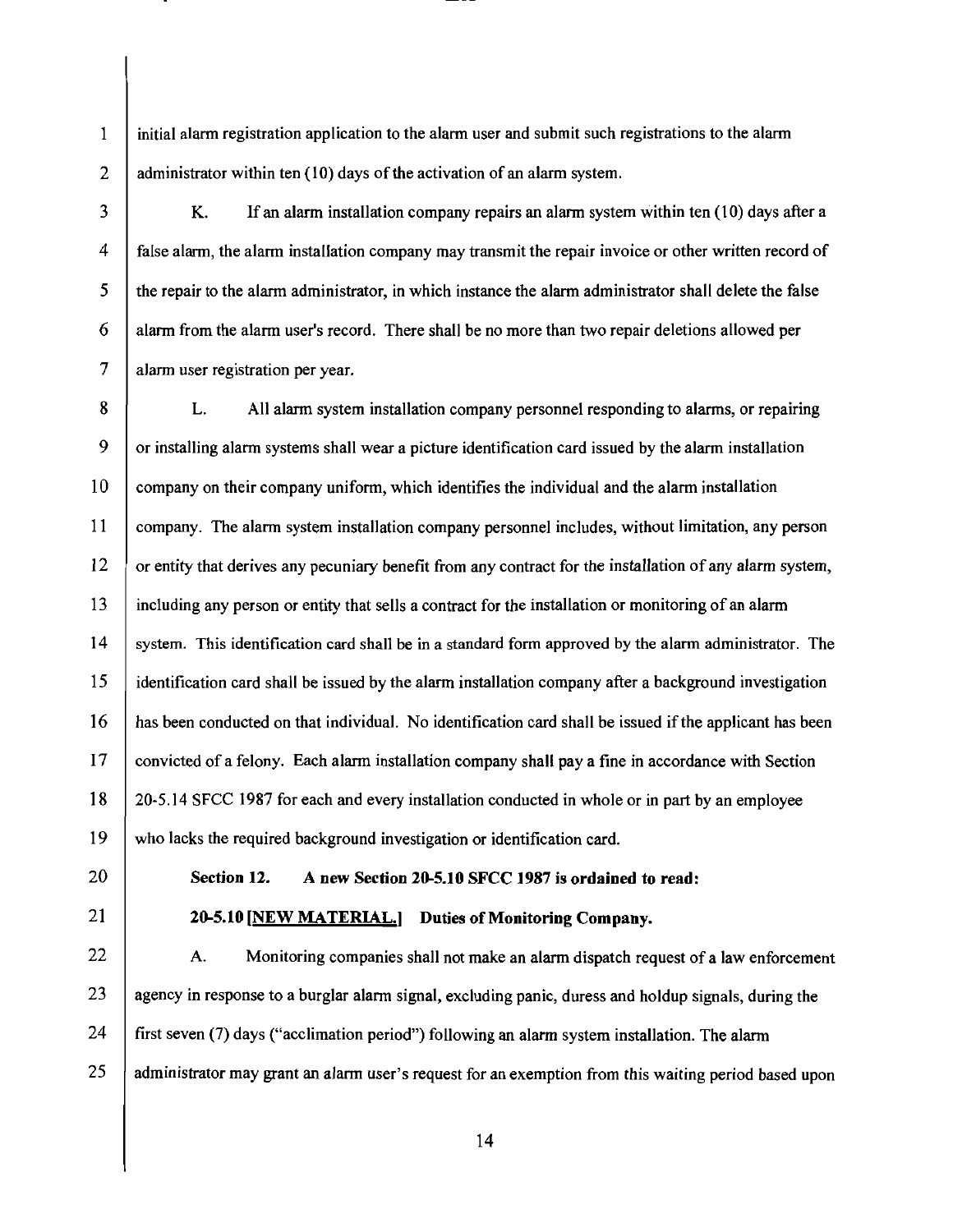initial alarm registration application to the alarm user and submit such registrations to the alarm administrator within ten (10) days of the activation of an alarm system.

K. If an alarm installation company repairs an alarm system within ten (10) days after a false alarm, the alarm installation company may transmit the repair invoice or other written record of the repair to the alarm administrator, in which instance the alarm administrator shall delete the false alarm from the alarm user's record. There shall be no more than two repair deletions allowed per alarm user registration per year.

L. All alarm system installation company personnel responding to alarms, or repairing or installing alarm systems shall wear a picture identification card issued by the alarm installation company on their company uniform, which identifies the individual and the alarm installation company. The alarm system installation company personnel includes, without limitation, any person or entity that derives any pecuniary benefit from any contract for the installation of any alarm system, including any person or entity that sells a contract for the installation or monitoring of an alarm system. This identification card shall be in a standard form approved by the alarm administrator. The identification card shall be issued by the alarm installation company after a background investigation has been conducted on that individual. No identification card shall be issued if the applicant has been convicted of a felony. Each alarm installation company shall pay a fine in accordance with Section 20-5.14 SFCC 1987 for each and every installation conducted in whole or in part by an employee who lacks the required background investigation or identification card.

**Section 12. A new Section 20-5.10 SFCC 1987 is ordained to read:**

**20-5.10 [NEW MATERIAL.] Duties of Monitoring Company.**

A. Monitoring companies shall not make an alarm dispatch request of a law enforcement agency in response to a burglar alarm signal, excluding panic, duress and holdup signals, during the first seven (7) days ("acclimation period") following an alarm system installation. The alarm administrator may grant an alarm user's request for an exemption from this waiting period based upon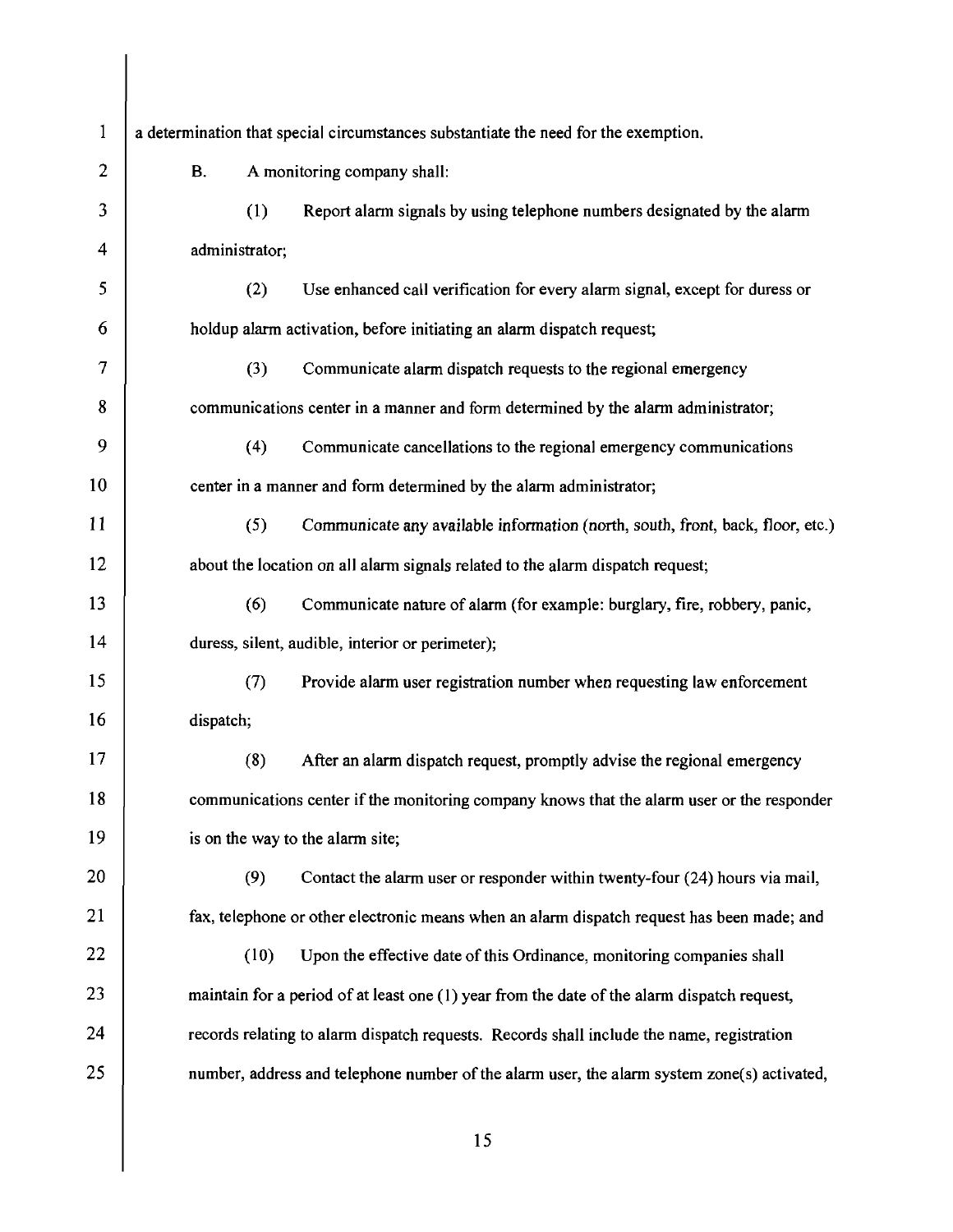a determination that special circumstances substantiate the need for the exemption.

B. A monitoring company shall:

(1) Report alarm signals by using telephone numbers designated by the alarm administrator;

(2) Use enhanced call verification for every alarm signal, except for duress or holdup alarm activation, before initiating an alarm dispatch request;

(3) Communicate alarm dispatch requests to the regional emergency communications center in a manner and form determined by the alarm administrator;

(4) Communicate cancellations to the regional emergency communications center in a manner and form determined by the alarm administrator;

(5) Communicate any available information (north, south, front, back, floor, etc.) about the location on all alarm signals related to the alarm dispatch request;

(6) Communicate nature of alarm (for example: burglary, fire, robbery, panic, duress, silent, audible, interior or perimeter);

(7) Provide alarm user registration number when requesting law enforcement dispatch;

(8) After an alarm dispatch request, promptly advise the regional emergency communications center if the monitoring company knows that the alarm user or the responder is on the way to the alarm site;

(9) Contact the alarm user or responder within twenty-four (24) hours via mail, fax, telephone or other electronic means when an alarm dispatch request has been made; and

(10) Upon the effective date of this Ordinance, monitoring companies shall maintain for a period of at least one (1) year from the date of the alarm dispatch request, records relating to alarm dispatch requests. Records shall include the name, registration number, address and telephone number of the alarm user, the alarm system zone(s) activated,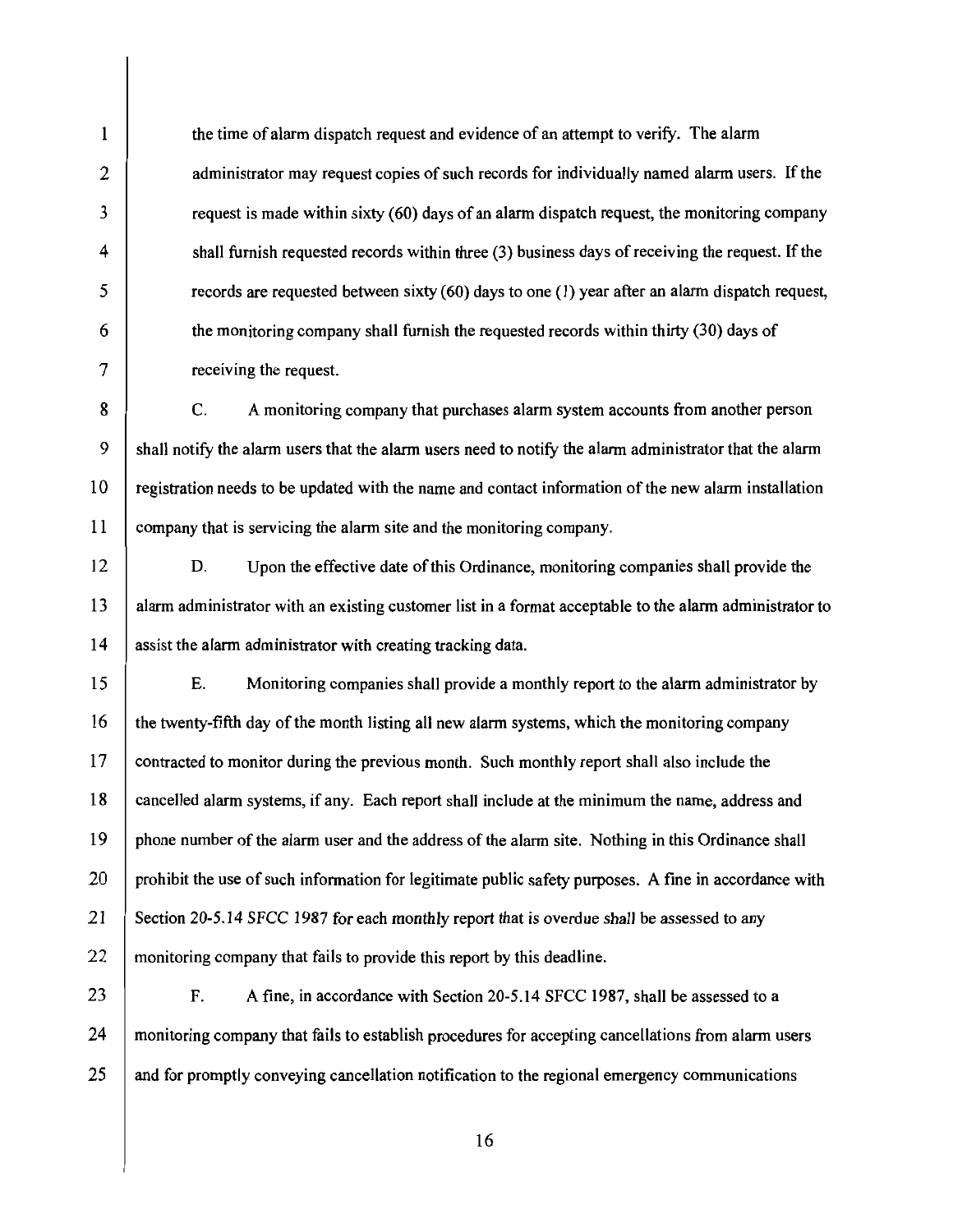the time of alarm dispatch request and evidence of an attempt to verify. The alarm administrator may request copies of such records for individually named alarm users. If the request is made within sixty (60) days of an alarm dispatch request, the monitoring company shall furnish requested records within three (3) business days of receiving the request. If the records are requested between sixty (60) days to one (1) year after an alarm dispatch request, the monitoring company shall furnish the requested records within thirty (30) days of receiving the request.

C. A monitoring company that purchases alarm system accounts from another person shall notify the alarm users that the alarm users need to notify the alarm administrator that the alarm registration needs to be updated with the name and contact information of the new alarm installation company that is servicing the alarm site and the monitoring company.

D. Upon the effective date of this Ordinance, monitoring companies shall provide the alarm administrator with an existing customer list in a format acceptable to the alarm administrator to assist the alarm administrator with creating tracking data.

E. Monitoring companies shall provide a monthly report to the alarm administrator by the twenty-fifth day of the month listing all new alarm systems, which the monitoring company contracted to monitor during the previous month. Such monthly report shall also include the cancelled alarm systems, if any. Each report shall include at the minimum the name, address and phone number of the alarm user and the address of the alarm site. Nothing in this Ordinance shall prohibit the use of such information for legitimate public safety purposes. A fine in accordance with Section 20-5.14 SFCC 1987 for each monthly report that is overdue shall be assessed to any monitoring company that fails to provide this report by this deadline.

F. A fine, in accordance with Section 20-5.14 SFCC 1987, shall be assessed to a monitoring company that fails to establish procedures for accepting cancellations from alarm users and for promptly conveying cancellation notification to the regional emergency communications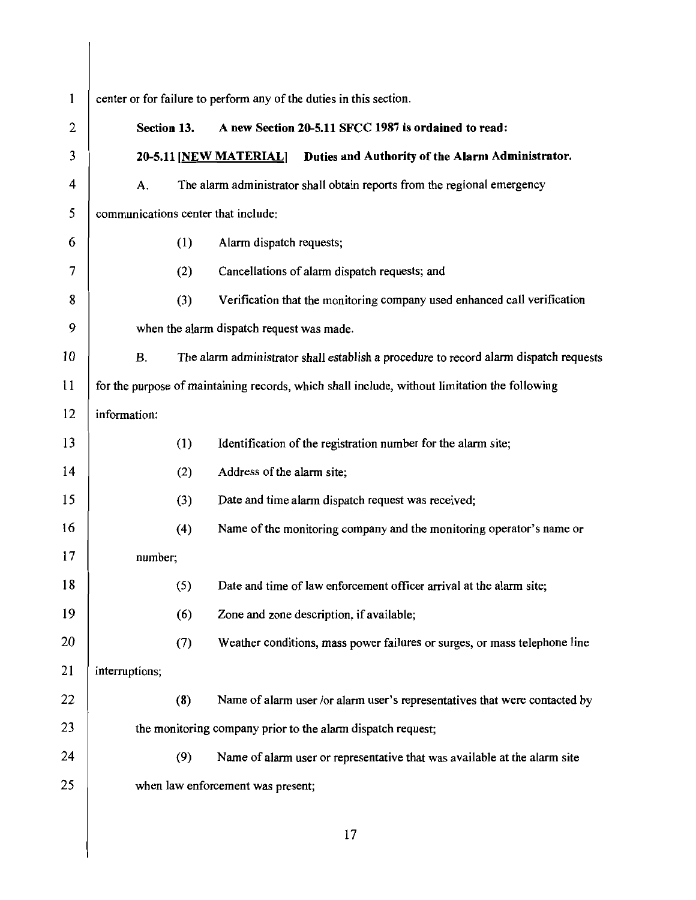center or for failure to perform any of the duties in this section.

**Section 13. A new Section 20-5.11 SFCC 1987 is ordained to read:**

**20-5.11 [NEW MATERIAL] Duties and Authority of the Alarm Administrator.**

A. The alarm administrator shall obtain reports from the regional emergency communications center that include:

(1) Alarm dispatch requests;

(2) Cancellations of alarm dispatch requests; and

(3) Verification that the monitoring company used enhanced call verification when the alarm dispatch request was made.

B. The alarm administrator shall establish a procedure to record alarm dispatch requests for the purpose of maintaining records, which shall include, without limitation the following information:

(1) Identification of the registration number for the alarm site;

(2) Address of the alarm site;

(3) Date and time alarm dispatch request was received;

(4) Name of the monitoring company and the monitoring operator's name or number;

(5) Date and time of law enforcement officer arrival at the alarm site;

(6) Zone and zone description, if available;

(7) Weather conditions, mass power failures or surges, or mass telephone line interruptions;

(8) Name of alarm user /or alarm user's representatives that were contacted by the monitoring company prior to the alarm dispatch request;

(9) Name of alarm user or representative that was available at the alarm site when law enforcement was present;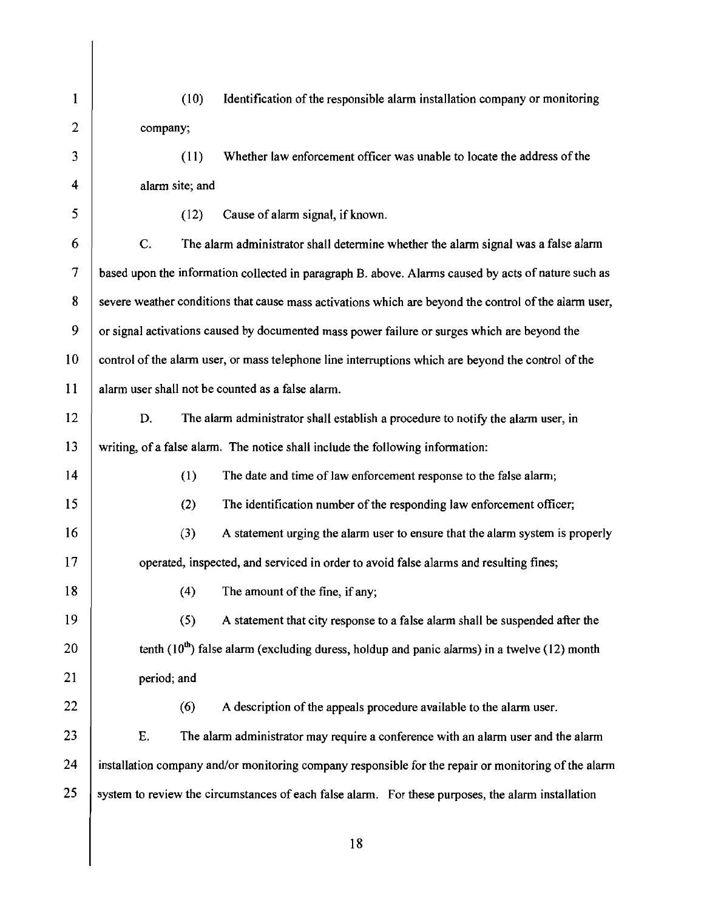(10) Identification of the responsible alarm installation company or monitoring company;

(11) Whether law enforcement officer was unable to locate the address of the alarm site; and

(12) Cause of alarm signal, if known.

C. The alarm administrator shall determine whether the alarm signal was a false alarm based upon the information collected in paragraph B. above. Alarms caused by acts of nature such as severe weather conditions that cause mass activations which are beyond the control of the alarm user, or signal activations caused by documented mass power failure or surges which are beyond the control of the alarm user, or mass telephone line interruptions which are beyond the control of the alarm user shall not be counted as a false alarm.

D. The alarm administrator shall establish a procedure to notify the alarm user, in writing, of a false alarm. The notice shall include the following information:

(1) The date and time of law enforcement response to the false alarm;

(2) The identification number of the responding law enforcement officer;

(3) A statement urging the alarm user to ensure that the alarm system is properly operated, inspected, and serviced in order to avoid false alarms and resulting fines;

(4) The amount of the fine, if any;

(5) A statement that city response to a false alarm shall be suspended after the tenth ($10^{th}$) false alarm (excluding duress, holdup and panic alarms) in a twelve (12) month period; and

(6) A description of the appeals procedure available to the alarm user.

E. The alarm administrator may require a conference with an alarm user and the alarm installation company and/or monitoring company responsible for the repair or monitoring of the alarm system to review the circumstances of each false alarm. For these purposes, the alarm installation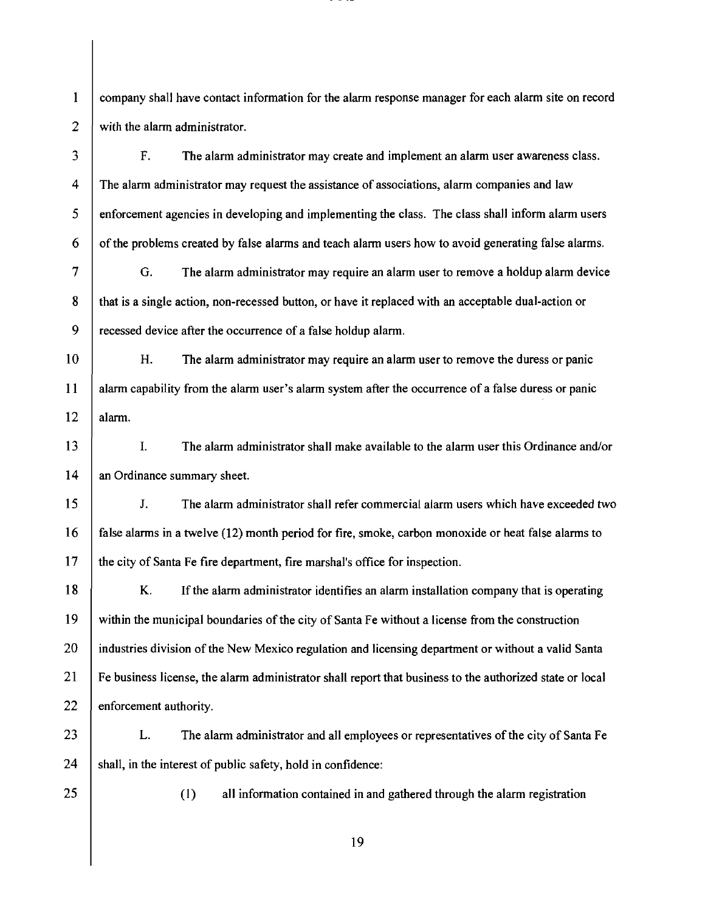company shall have contact information for the alarm response manager for each alarm site on record with the alarm administrator.

F. The alarm administrator may create and implement an alarm user awareness class. The alarm administrator may request the assistance of associations, alarm companies and law enforcement agencies in developing and implementing the class. The class shall inform alarm users of the problems created by false alarms and teach alarm users how to avoid generating false alarms.

G. The alarm administrator may require an alarm user to remove a holdup alarm device that is a single action, non-recessed button, or have it replaced with an acceptable dual-action or recessed device after the occurrence of a false holdup alarm.

H. The alarm administrator may require an alarm user to remove the duress or panic alarm capability from the alarm user's alarm system after the occurrence of a false duress or panic alarm.

I. The alarm administrator shall make available to the alarm user this Ordinance and/or an Ordinance summary sheet.

J. The alarm administrator shall refer commercial alarm users which have exceeded two false alarms in a twelve (12) month period for fire, smoke, carbon monoxide or heat false alarms to the city of Santa Fe fire department, fire marshal's office for inspection.

K. If the alarm administrator identifies an alarm installation company that is operating within the municipal boundaries of the city of Santa Fe without a license from the construction industries division of the New Mexico regulation and licensing department or without a valid Santa Fe business license, the alarm administrator shall report that business to the authorized state or local enforcement authority.

L. The alarm administrator and all employees or representatives of the city of Santa Fe shall, in the interest of public safety, hold in confidence:

(1) all information contained in and gathered through the alarm registration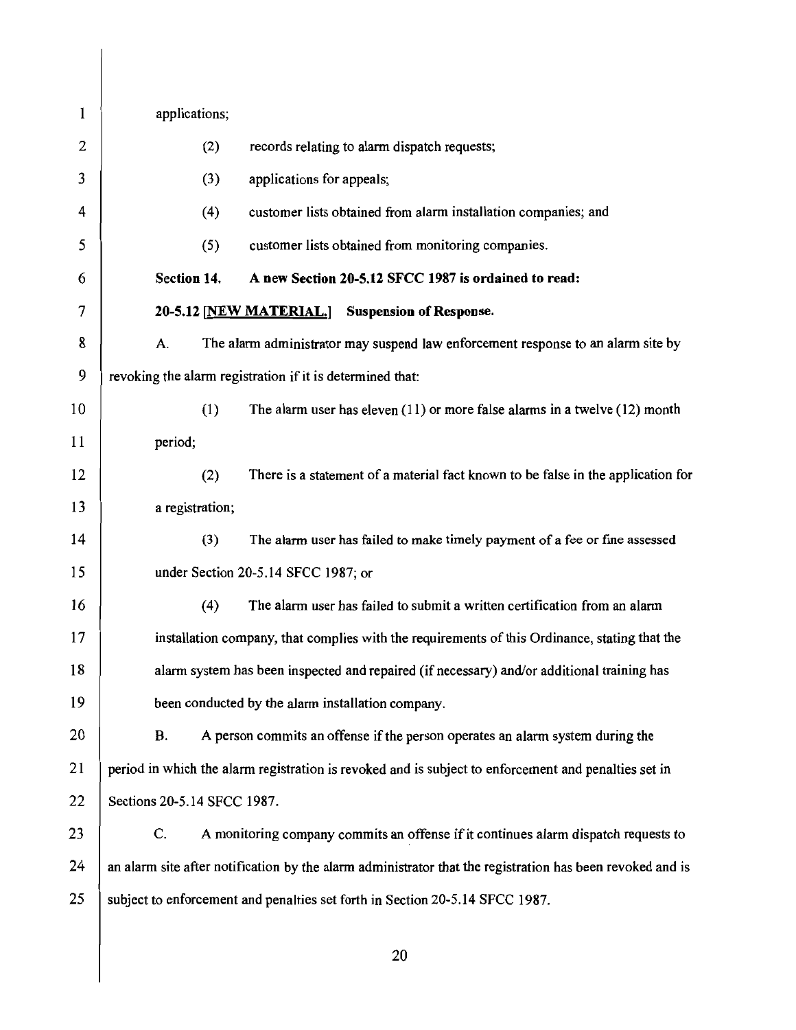applications;

(2) records relating to alarm dispatch requests;

(3) applications for appeals;

(4) customer lists obtained from alarm installation companies; and

(5) customer lists obtained from monitoring companies.

**Section 14. A new Section 20-5.12 SFCC 1987 is ordained to read:**

**20-5.12 [NEW MATERIAL.] Suspension of Response.**

A. The alarm administrator may suspend law enforcement response to an alarm site by revoking the alarm registration if it is determined that:

(1) The alarm user has eleven (11) or more false alarms in a twelve (12) month period;

(2) There is a statement of a material fact known to be false in the application for a registration;

(3) The alarm user has failed to make timely payment of a fee or fine assessed under Section 20-5.14 SFCC 1987; or

(4) The alarm user has failed to submit a written certification from an alarm installation company, that complies with the requirements of this Ordinance, stating that the alarm system has been inspected and repaired (if necessary) and/or additional training has been conducted by the alarm installation company.

B. A person commits an offense if the person operates an alarm system during the period in which the alarm registration is revoked and is subject to enforcement and penalties set in Sections 20-5.14 SFCC 1987.

C. A monitoring company commits an offense if it continues alarm dispatch requests to an alarm site after notification by the alarm administrator that the registration has been revoked and is subject to enforcement and penalties set forth in Section 20-5.14 SFCC 1987.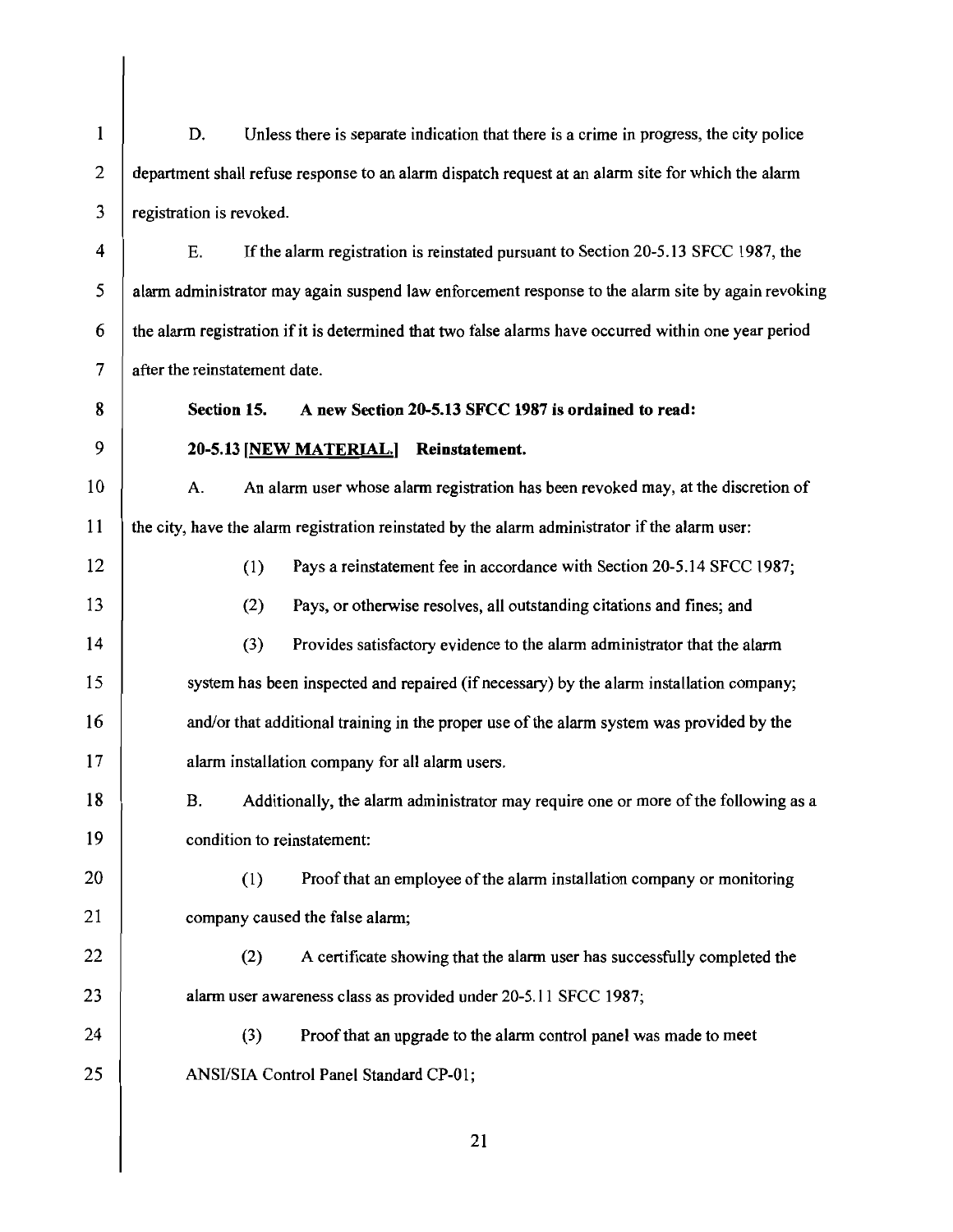D. Unless there is separate indication that there is a crime in progress, the city police department shall refuse response to an alarm dispatch request at an alarm site for which the alarm registration is revoked.

E. If the alarm registration is reinstated pursuant to Section 20-5.13 SFCC 1987, the alarm administrator may again suspend law enforcement response to the alarm site by again revoking the alarm registration if it is determined that two false alarms have occurred within one year period after the reinstatement date.

**Section 15. A new Section 20-5.13 SFCC 1987 is ordained to read:**

**20-5.13 [NEW MATERIAL.] Reinstatement.**

A. An alarm user whose alarm registration has been revoked may, at the discretion of the city, have the alarm registration reinstated by the alarm administrator if the alarm user:

(1) Pays a reinstatement fee in accordance with Section 20-5.14 SFCC 1987;

(2) Pays, or otherwise resolves, all outstanding citations and fines; and

(3) Provides satisfactory evidence to the alarm administrator that the alarm system has been inspected and repaired (if necessary) by the alarm installation company; and/or that additional training in the proper use of the alarm system was provided by the alarm installation company for all alarm users.

B. Additionally, the alarm administrator may require one or more of the following as a condition to reinstatement:

(1) Proof that an employee of the alarm installation company or monitoring company caused the false alarm;

(2) A certificate showing that the alarm user has successfully completed the alarm user awareness class as provided under 20-5.11 SFCC 1987;

(3) Proof that an upgrade to the alarm control panel was made to meet ANSI/SIA Control Panel Standard CP-01;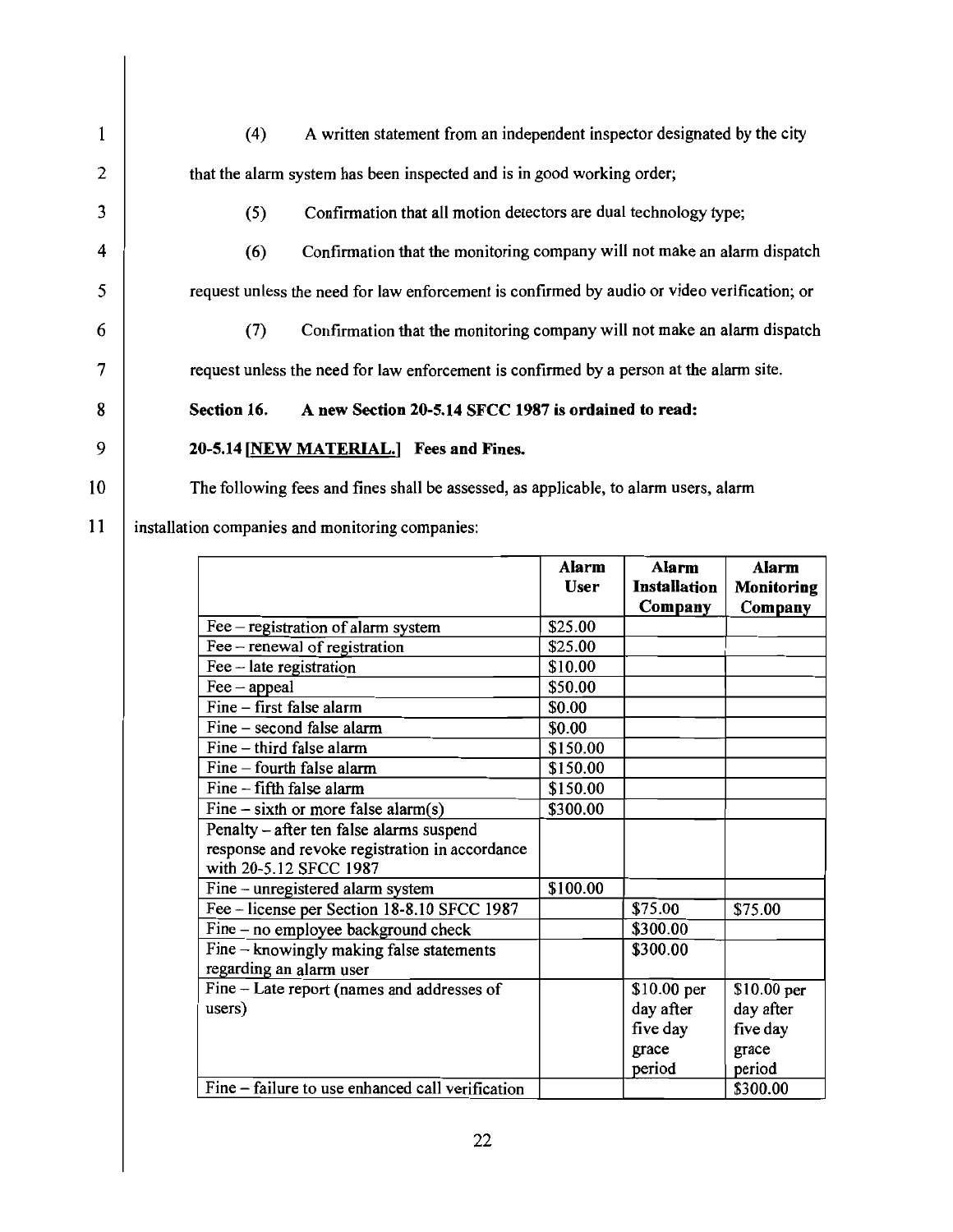(4) A written statement from an independent inspector designated by the city that the alarm system has been inspected and is in good working order;

(5) Confirmation that all motion detectors are dual technology type;

(6) Confirmation that the monitoring company will not make an alarm dispatch request unless the need for law enforcement is confirmed by audio or video verification; or

(7) Confirmation that the monitoring company will not make an alarm dispatch request unless the need for law enforcement is confirmed by a person at the alarm site.

**Section 16. A new Section 20-5.14 SFCC 1987 is ordained to read:**

**20-5.14 [NEW MATERIAL.] Fees and Fines.**

The following fees and fines shall be assessed, as applicable, to alarm users, alarm installation companies and monitoring companies:

| | **Alarm User** | **Alarm Installation Company** | **Alarm Monitoring Company** |
|---|---|---|---|
| Fee – registration of alarm system | $25.00 | | |
| Fee – renewal of registration | $25.00 | | |
| Fee – late registration | $10.00 | | |
| Fee – appeal | $50.00 | | |
| Fine – first false alarm | $0.00 | | |
| Fine – second false alarm | $0.00 | | |
| Fine – third false alarm | $150.00 | | |
| Fine – fourth false alarm | $150.00 | | |
| Fine – fifth false alarm | $150.00 | | |
| Fine – sixth or more false alarm(s) | $300.00 | | |
| Penalty – after ten false alarms suspend response and revoke registration in accordance with 20-5.12 SFCC 1987 | | | |
| Fine – unregistered alarm system | $100.00 | | |
| Fee – license per Section 18-8.10 SFCC 1987 | | $75.00 | $75.00 |
| Fine – no employee background check | | $300.00 | |
| Fine – knowingly making false statements regarding an alarm user | | $300.00 | |
| Fine – Late report (names and addresses of users) | | $10.00 per day after five day grace period | $10.00 per day after five day grace period |
| Fine – failure to use enhanced call verification | | | $300.00 |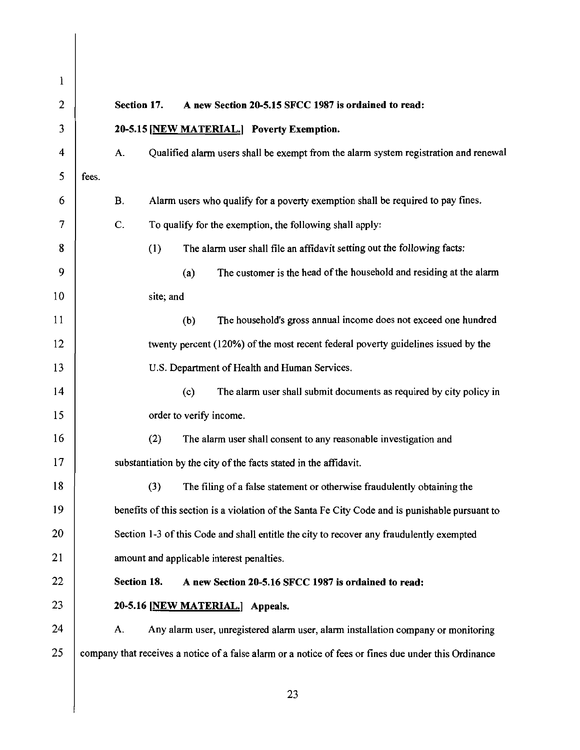**Section 17. A new Section 20-5.15 SFCC 1987 is ordained to read:**

**20-5.15 [NEW MATERIAL.] Poverty Exemption.**

A. Qualified alarm users shall be exempt from the alarm system registration and renewal fees.

B. Alarm users who qualify for a poverty exemption shall be required to pay fines.

C. To qualify for the exemption, the following shall apply:

(1) The alarm user shall file an affidavit setting out the following facts:

(a) The customer is the head of the household and residing at the alarm site; and

(b) The household's gross annual income does not exceed one hundred twenty percent (120%) of the most recent federal poverty guidelines issued by the U.S. Department of Health and Human Services.

(c) The alarm user shall submit documents as required by city policy in order to verify income.

(2) The alarm user shall consent to any reasonable investigation and substantiation by the city of the facts stated in the affidavit.

(3) The filing of a false statement or otherwise fraudulently obtaining the benefits of this section is a violation of the Santa Fe City Code and is punishable pursuant to Section 1-3 of this Code and shall entitle the city to recover any fraudulently exempted amount and applicable interest penalties.

**Section 18. A new Section 20-5.16 SFCC 1987 is ordained to read:**

**20-5.16 [NEW MATERIAL.] Appeals.**

A. Any alarm user, unregistered alarm user, alarm installation company or monitoring company that receives a notice of a false alarm or a notice of fees or fines due under this Ordinance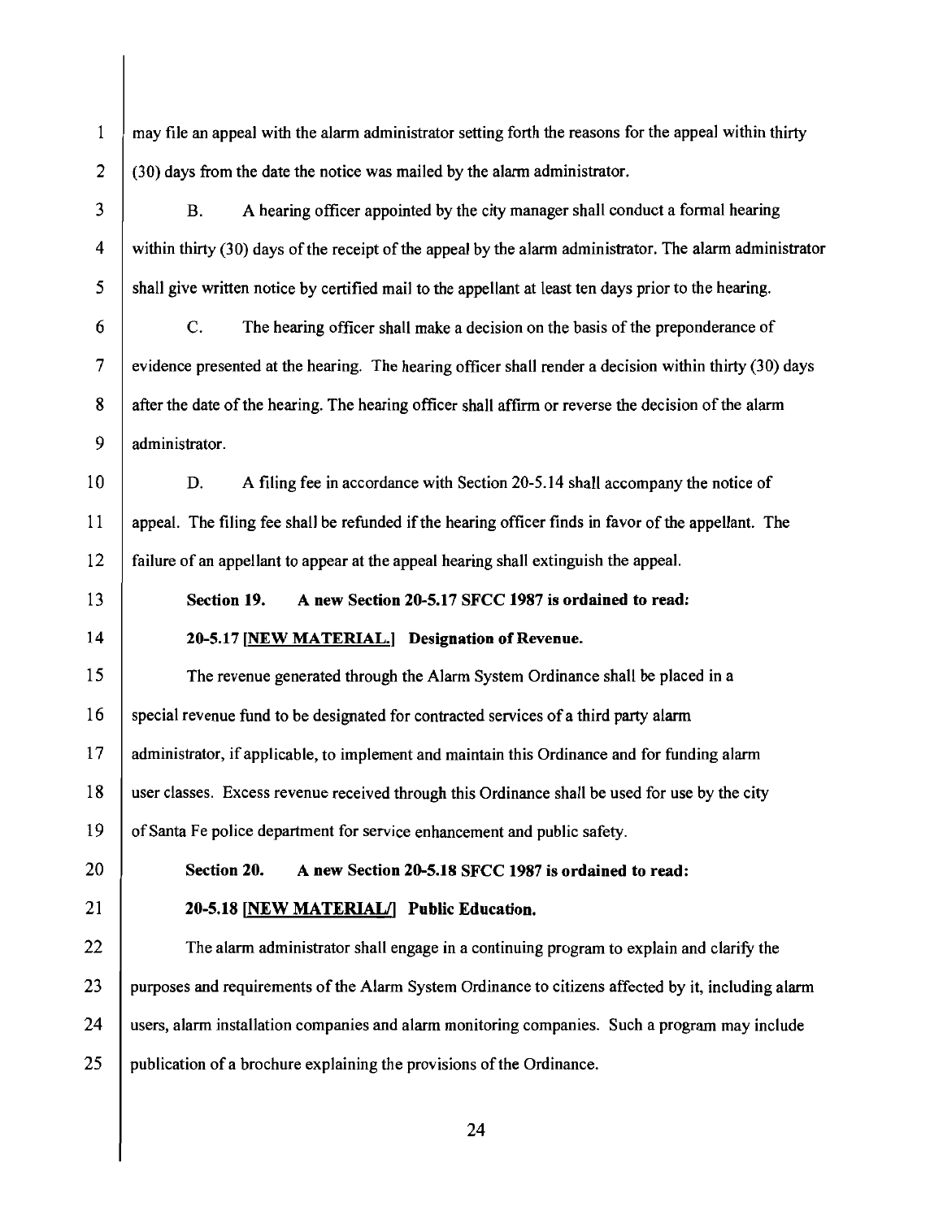may file an appeal with the alarm administrator setting forth the reasons for the appeal within thirty (30) days from the date the notice was mailed by the alarm administrator.

B. A hearing officer appointed by the city manager shall conduct a formal hearing within thirty (30) days of the receipt of the appeal by the alarm administrator. The alarm administrator shall give written notice by certified mail to the appellant at least ten days prior to the hearing.

C. The hearing officer shall make a decision on the basis of the preponderance of evidence presented at the hearing. The hearing officer shall render a decision within thirty (30) days after the date of the hearing. The hearing officer shall affirm or reverse the decision of the alarm administrator.

D. A filing fee in accordance with Section 20-5.14 shall accompany the notice of appeal. The filing fee shall be refunded if the hearing officer finds in favor of the appellant. The failure of an appellant to appear at the appeal hearing shall extinguish the appeal.

**Section 19. A new Section 20-5.17 SFCC 1987 is ordained to read:**

**20-5.17 [NEW MATERIAL.] Designation of Revenue.**

The revenue generated through the Alarm System Ordinance shall be placed in a special revenue fund to be designated for contracted services of a third party alarm administrator, if applicable, to implement and maintain this Ordinance and for funding alarm user classes. Excess revenue received through this Ordinance shall be used for use by the city of Santa Fe police department for service enhancement and public safety.

**Section 20. A new Section 20-5.18 SFCC 1987 is ordained to read:**

**20-5.18 [NEW MATERIAL/] Public Education.**

The alarm administrator shall engage in a continuing program to explain and clarify the purposes and requirements of the Alarm System Ordinance to citizens affected by it, including alarm users, alarm installation companies and alarm monitoring companies. Such a program may include publication of a brochure explaining the provisions of the Ordinance.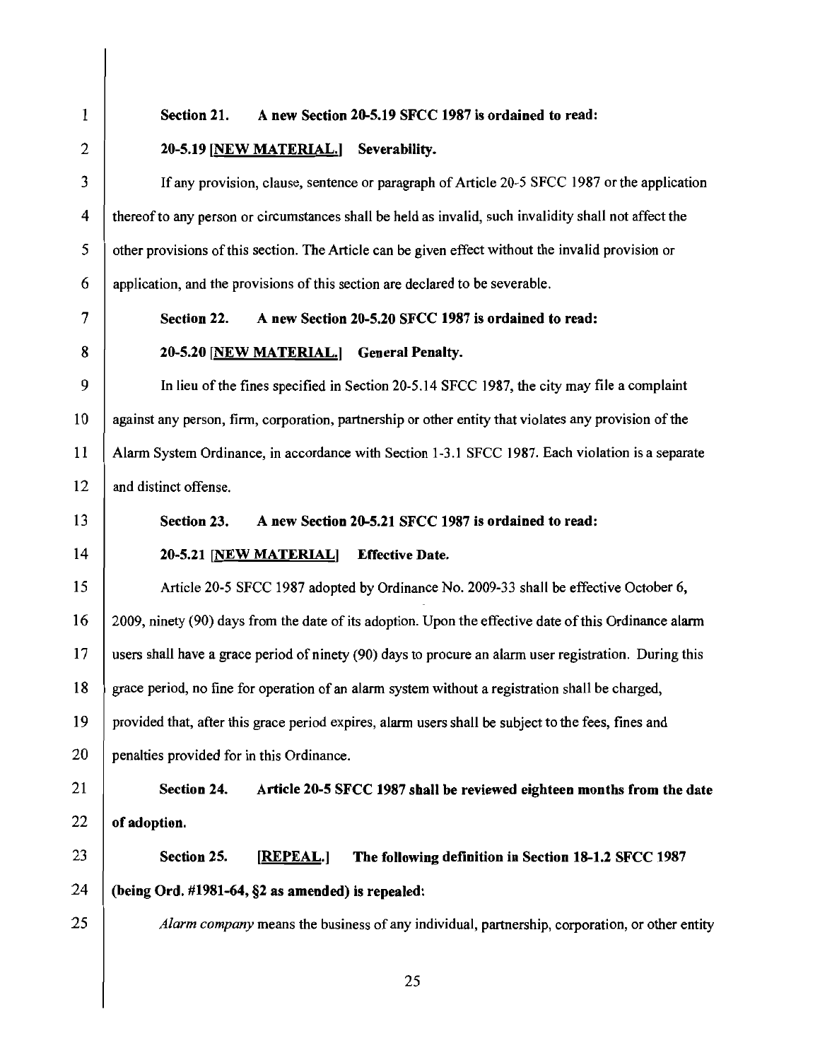**Section 21. A new Section 20-5.19 SFCC 1987 is ordained to read:**

**20-5.19 [NEW MATERIAL.] Severability.**

If any provision, clause, sentence or paragraph of Article 20-5 SFCC 1987 or the application thereof to any person or circumstances shall be held as invalid, such invalidity shall not affect the other provisions of this section. The Article can be given effect without the invalid provision or application, and the provisions of this section are declared to be severable.

**Section 22. A new Section 20-5.20 SFCC 1987 is ordained to read:**

**20-5.20 [NEW MATERIAL.] General Penalty.**

In lieu of the fines specified in Section 20-5.14 SFCC 1987, the city may file a complaint against any person, firm, corporation, partnership or other entity that violates any provision of the Alarm System Ordinance, in accordance with Section 1-3.1 SFCC 1987. Each violation is a separate and distinct offense.

**Section 23. A new Section 20-5.21 SFCC 1987 is ordained to read:**

**20-5.21 [NEW MATERIAL] Effective Date.**

Article 20-5 SFCC 1987 adopted by Ordinance No. 2009-33 shall be effective October 6, 2009, ninety (90) days from the date of its adoption. Upon the effective date of this Ordinance alarm users shall have a grace period of ninety (90) days to procure an alarm user registration. During this grace period, no fine for operation of an alarm system without a registration shall be charged, provided that, after this grace period expires, alarm users shall be subject to the fees, fines and penalties provided for in this Ordinance.

**Section 24. Article 20-5 SFCC 1987 shall be reviewed eighteen months from the date of adoption.**

**Section 25. [REPEAL.] The following definition in Section 18-1.2 SFCC 1987 (being Ord. #1981-64, §2 as amended) is repealed:**

*Alarm company* means the business of any individual, partnership, corporation, or other entity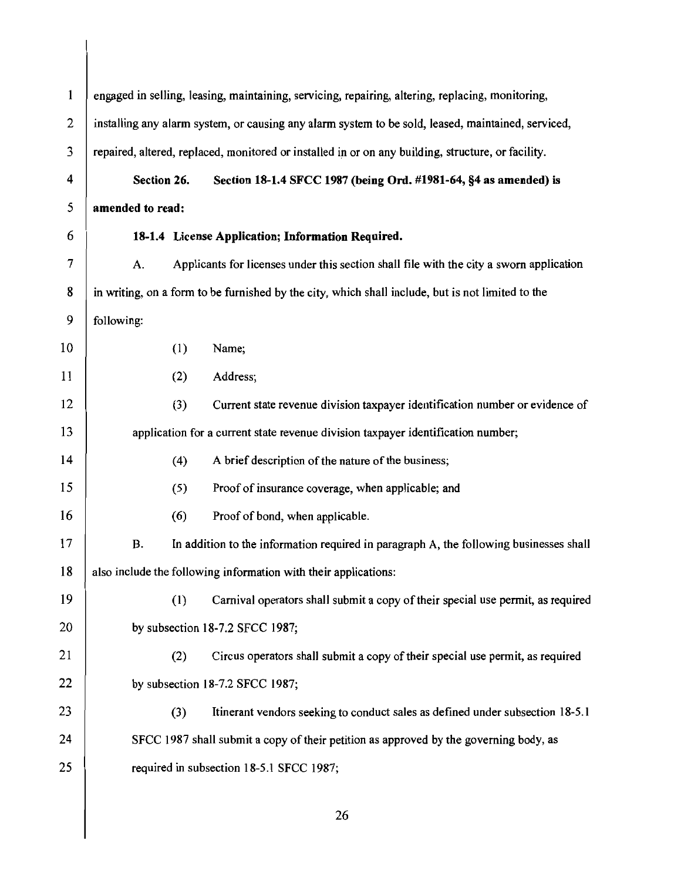engaged in selling, leasing, maintaining, servicing, repairing, altering, replacing, monitoring, installing any alarm system, or causing any alarm system to be sold, leased, maintained, serviced, repaired, altered, replaced, monitored or installed in or on any building, structure, or facility.

**Section 26. Section 18-1.4 SFCC 1987 (being Ord. #1981-64, §4 as amended) is amended to read:**

**18-1.4 License Application; Information Required.**

A. Applicants for licenses under this section shall file with the city a sworn application in writing, on a form to be furnished by the city, which shall include, but is not limited to the following:

(1) Name;

(2) Address;

(3) Current state revenue division taxpayer identification number or evidence of application for a current state revenue division taxpayer identification number;

(4) A brief description of the nature of the business;

(5) Proof of insurance coverage, when applicable; and

(6) Proof of bond, when applicable.

B. In addition to the information required in paragraph A, the following businesses shall also include the following information with their applications:

(1) Carnival operators shall submit a copy of their special use permit, as required by subsection 18-7.2 SFCC 1987;

(2) Circus operators shall submit a copy of their special use permit, as required by subsection 18-7.2 SFCC 1987;

(3) Itinerant vendors seeking to conduct sales as defined under subsection 18-5.1 SFCC 1987 shall submit a copy of their petition as approved by the governing body, as required in subsection 18-5.1 SFCC 1987;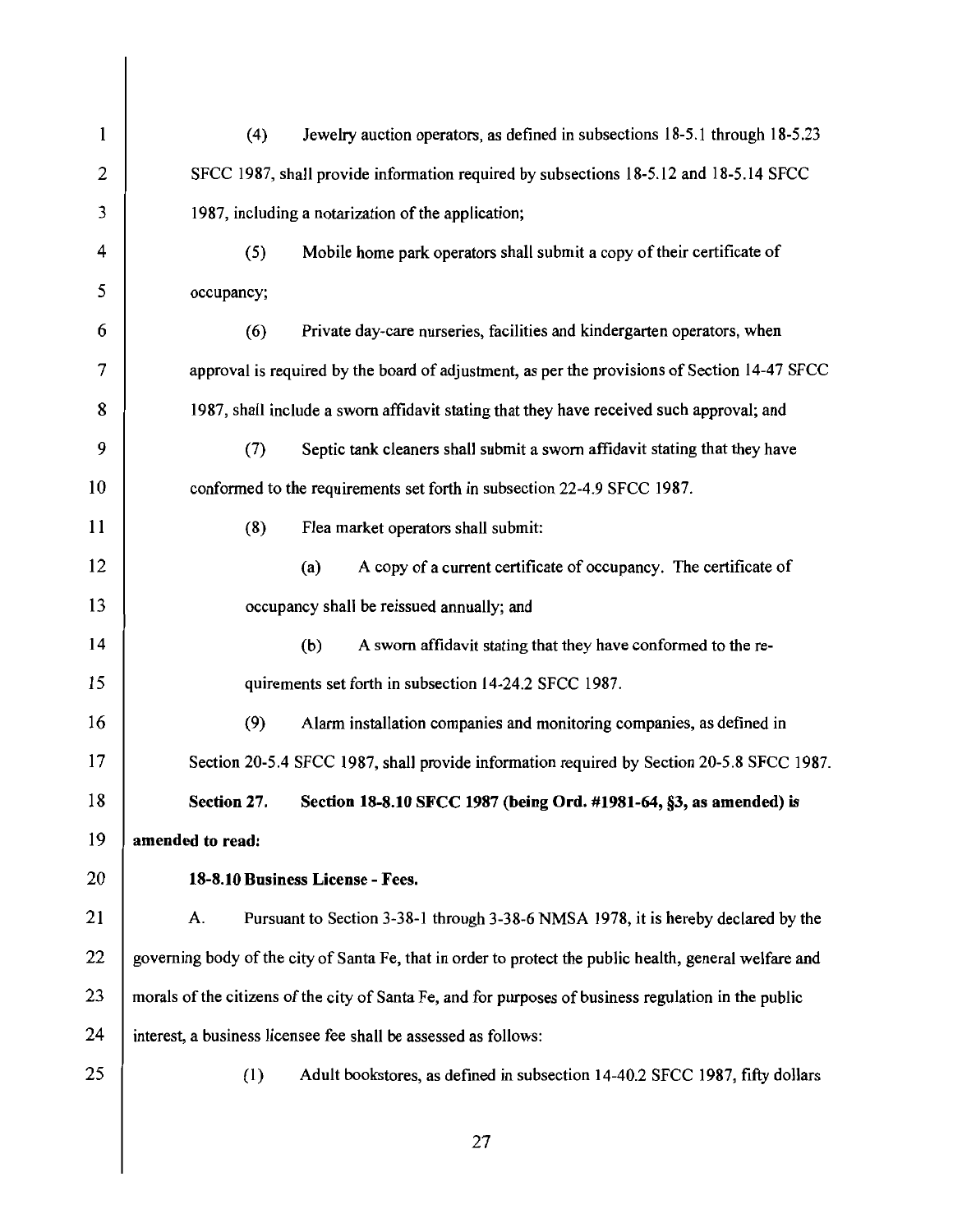(4) Jewelry auction operators, as defined in subsections 18-5.1 through 18-5.23 SFCC 1987, shall provide information required by subsections 18-5.12 and 18-5.14 SFCC 1987, including a notarization of the application;

(5) Mobile home park operators shall submit a copy of their certificate of occupancy;

(6) Private day-care nurseries, facilities and kindergarten operators, when approval is required by the board of adjustment, as per the provisions of Section 14-47 SFCC 1987, shall include a sworn affidavit stating that they have received such approval; and

(7) Septic tank cleaners shall submit a sworn affidavit stating that they have conformed to the requirements set forth in subsection 22-4.9 SFCC 1987.

(8) Flea market operators shall submit:

(a) A copy of a current certificate of occupancy. The certificate of occupancy shall be reissued annually; and

(b) A sworn affidavit stating that they have conformed to the requirements set forth in subsection 14-24.2 SFCC 1987.

(9) Alarm installation companies and monitoring companies, as defined in Section 20-5.4 SFCC 1987, shall provide information required by Section 20-5.8 SFCC 1987.

**Section 27. Section 18-8.10 SFCC 1987 (being Ord. #1981-64, §3, as amended) is amended to read:**

**18-8.10 Business License - Fees.**

A. Pursuant to Section 3-38-1 through 3-38-6 NMSA 1978, it is hereby declared by the governing body of the city of Santa Fe, that in order to protect the public health, general welfare and morals of the citizens of the city of Santa Fe, and for purposes of business regulation in the public interest, a business licensee fee shall be assessed as follows:

(1) Adult bookstores, as defined in subsection 14-40.2 SFCC 1987, fifty dollars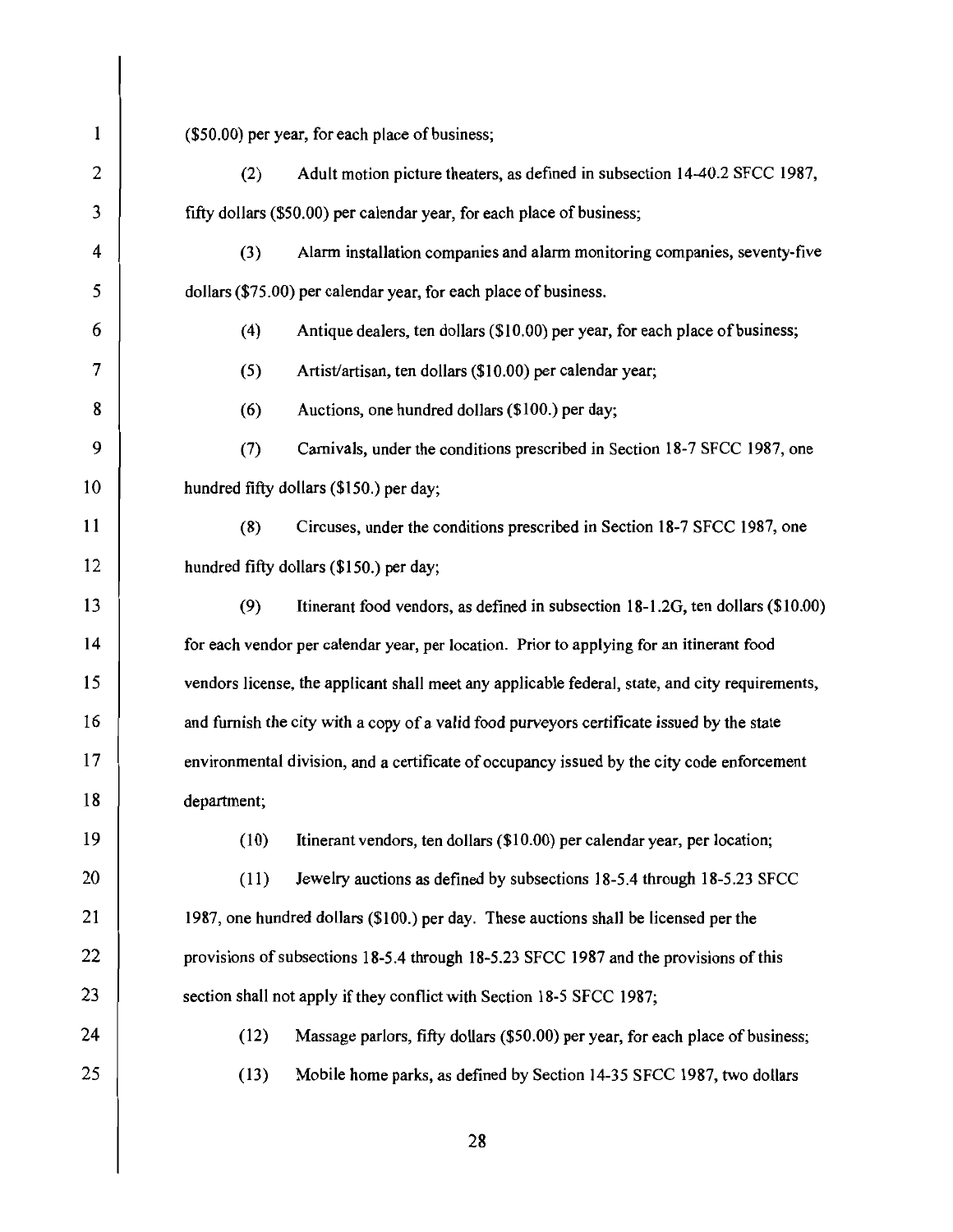($50.00) per year, for each place of business;

(2) Adult motion picture theaters, as defined in subsection 14-40.2 SFCC 1987, fifty dollars ($50.00) per calendar year, for each place of business;

(3) Alarm installation companies and alarm monitoring companies, seventy-five dollars ($75.00) per calendar year, for each place of business.

(4) Antique dealers, ten dollars ($10.00) per year, for each place of business;

(5) Artist/artisan, ten dollars ($10.00) per calendar year;

(6) Auctions, one hundred dollars ($100.) per day;

(7) Carnivals, under the conditions prescribed in Section 18-7 SFCC 1987, one hundred fifty dollars ($150.) per day;

(8) Circuses, under the conditions prescribed in Section 18-7 SFCC 1987, one hundred fifty dollars ($150.) per day;

(9) Itinerant food vendors, as defined in subsection 18-1.2G, ten dollars ($10.00) for each vendor per calendar year, per location. Prior to applying for an itinerant food vendors license, the applicant shall meet any applicable federal, state, and city requirements, and furnish the city with a copy of a valid food purveyors certificate issued by the state environmental division, and a certificate of occupancy issued by the city code enforcement department;

(10) Itinerant vendors, ten dollars ($10.00) per calendar year, per location;

(11) Jewelry auctions as defined by subsections 18-5.4 through 18-5.23 SFCC 1987, one hundred dollars ($100.) per day. These auctions shall be licensed per the provisions of subsections 18-5.4 through 18-5.23 SFCC 1987 and the provisions of this section shall not apply if they conflict with Section 18-5 SFCC 1987;

(12) Massage parlors, fifty dollars ($50.00) per year, for each place of business;

(13) Mobile home parks, as defined by Section 14-35 SFCC 1987, two dollars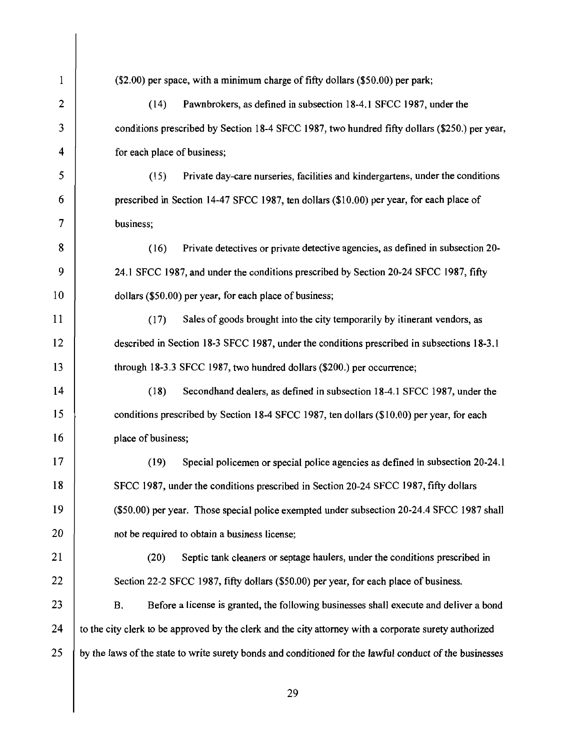($2.00) per space, with a minimum charge of fifty dollars ($50.00) per park;

(14) Pawnbrokers, as defined in subsection 18-4.1 SFCC 1987, under the conditions prescribed by Section 18-4 SFCC 1987, two hundred fifty dollars ($250.) per year, for each place of business;

(15) Private day-care nurseries, facilities and kindergartens, under the conditions prescribed in Section 14-47 SFCC 1987, ten dollars ($10.00) per year, for each place of business;

(16) Private detectives or private detective agencies, as defined in subsection 20-24.1 SFCC 1987, and under the conditions prescribed by Section 20-24 SFCC 1987, fifty dollars ($50.00) per year, for each place of business;

(17) Sales of goods brought into the city temporarily by itinerant vendors, as described in Section 18-3 SFCC 1987, under the conditions prescribed in subsections 18-3.1 through 18-3.3 SFCC 1987, two hundred dollars ($200.) per occurrence;

(18) Secondhand dealers, as defined in subsection 18-4.1 SFCC 1987, under the conditions prescribed by Section 18-4 SFCC 1987, ten dollars ($10.00) per year, for each place of business;

(19) Special policemen or special police agencies as defined in subsection 20-24.1 SFCC 1987, under the conditions prescribed in Section 20-24 SFCC 1987, fifty dollars ($50.00) per year. Those special police exempted under subsection 20-24.4 SFCC 1987 shall not be required to obtain a business license;

(20) Septic tank cleaners or septage haulers, under the conditions prescribed in Section 22-2 SFCC 1987, fifty dollars ($50.00) per year, for each place of business.

B. Before a license is granted, the following businesses shall execute and deliver a bond to the city clerk to be approved by the clerk and the city attorney with a corporate surety authorized by the laws of the state to write surety bonds and conditioned for the lawful conduct of the businesses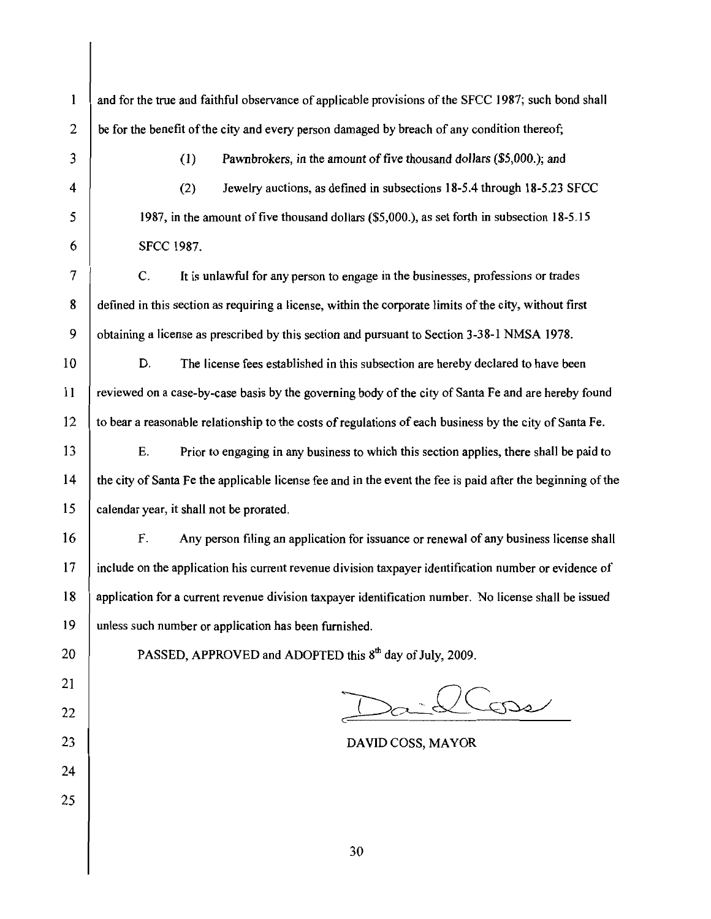and for the true and faithful observance of applicable provisions of the SFCC 1987; such bond shall be for the benefit of the city and every person damaged by breach of any condition thereof;

(1) Pawnbrokers, in the amount of five thousand dollars ($5,000.); and

(2) Jewelry auctions, as defined in subsections 18-5.4 through 18-5.23 SFCC 1987, in the amount of five thousand dollars ($5,000.), as set forth in subsection 18-5.15 SFCC 1987.

C. It is unlawful for any person to engage in the businesses, professions or trades defined in this section as requiring a license, within the corporate limits of the city, without first obtaining a license as prescribed by this section and pursuant to Section 3-38-1 NMSA 1978.

D. The license fees established in this subsection are hereby declared to have been reviewed on a case-by-case basis by the governing body of the city of Santa Fe and are hereby found to bear a reasonable relationship to the costs of regulations of each business by the city of Santa Fe.

E. Prior to engaging in any business to which this section applies, there shall be paid to the city of Santa Fe the applicable license fee and in the event the fee is paid after the beginning of the calendar year, it shall not be prorated.

F. Any person filing an application for issuance or renewal of any business license shall include on the application his current revenue division taxpayer identification number or evidence of application for a current revenue division taxpayer identification number. No license shall be issued unless such number or application has been furnished.

PASSED, APPROVED and ADOPTED this 8th day of July, 2009.

DAVID COSS, MAYOR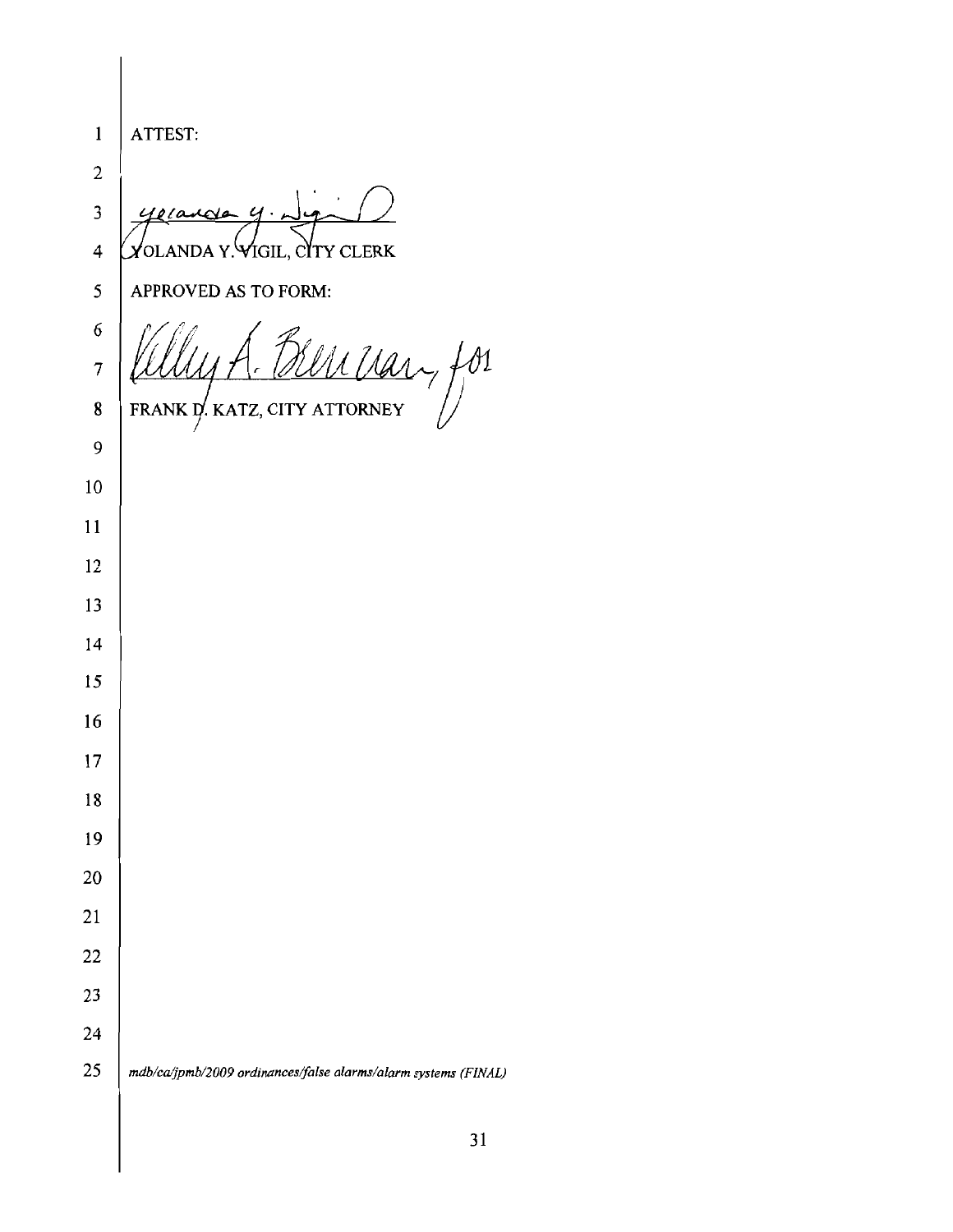ATTEST:

YOLANDA Y. VIGIL, CITY CLERK

APPROVED AS TO FORM:

FRANK D. KATZ, CITY ATTORNEY

*mdb/ca/jpmb/2009 ordinances/false alarms/alarm systems (FINAL)*